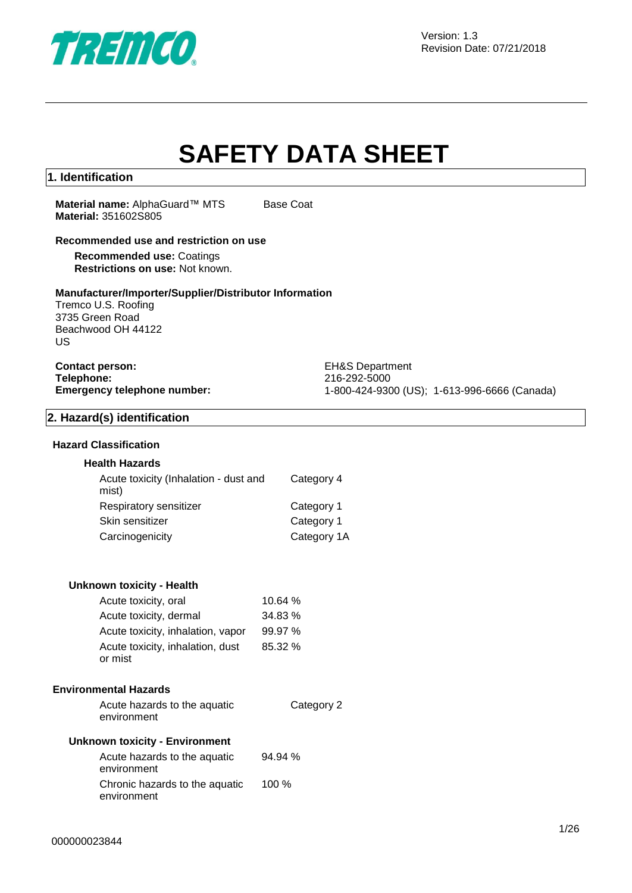Version: 1.3
Revision Date: 07/21/2018

# SAFETY DATA SHEET

## 1. Identification

**Material name:** AlphaGuard™ MTS Base Coat
**Material:** 351602S805

### Recommended use and restriction on use

**Recommended use:** Coatings
**Restrictions on use:** Not known.

### Manufacturer/Importer/Supplier/Distributor Information

Tremco U.S. Roofing
3735 Green Road
Beachwood OH 44122
US

| | |
|---|---|
| **Contact person:** | EH&S Department |
| **Telephone:** | 216-292-5000 |
| **Emergency telephone number:** | 1-800-424-9300 (US); 1-613-996-6666 (Canada) |

## 2. Hazard(s) identification

### Hazard Classification

#### Health Hazards

| | |
|---|---|
| Acute toxicity (Inhalation - dust and mist) | Category 4 |
| Respiratory sensitizer | Category 1 |
| Skin sensitizer | Category 1 |
| Carcinogenicity | Category 1A |

#### Unknown toxicity - Health

| | |
|---|---|
| Acute toxicity, oral | 10.64 % |
| Acute toxicity, dermal | 34.83 % |
| Acute toxicity, inhalation, vapor | 99.97 % |
| Acute toxicity, inhalation, dust or mist | 85.32 % |

### Environmental Hazards

| | |
|---|---|
| Acute hazards to the aquatic environment | Category 2 |

#### Unknown toxicity - Environment

| | |
|---|---|
| Acute hazards to the aquatic environment | 94.94 % |
| Chronic hazards to the aquatic environment | 100 % |

000000023844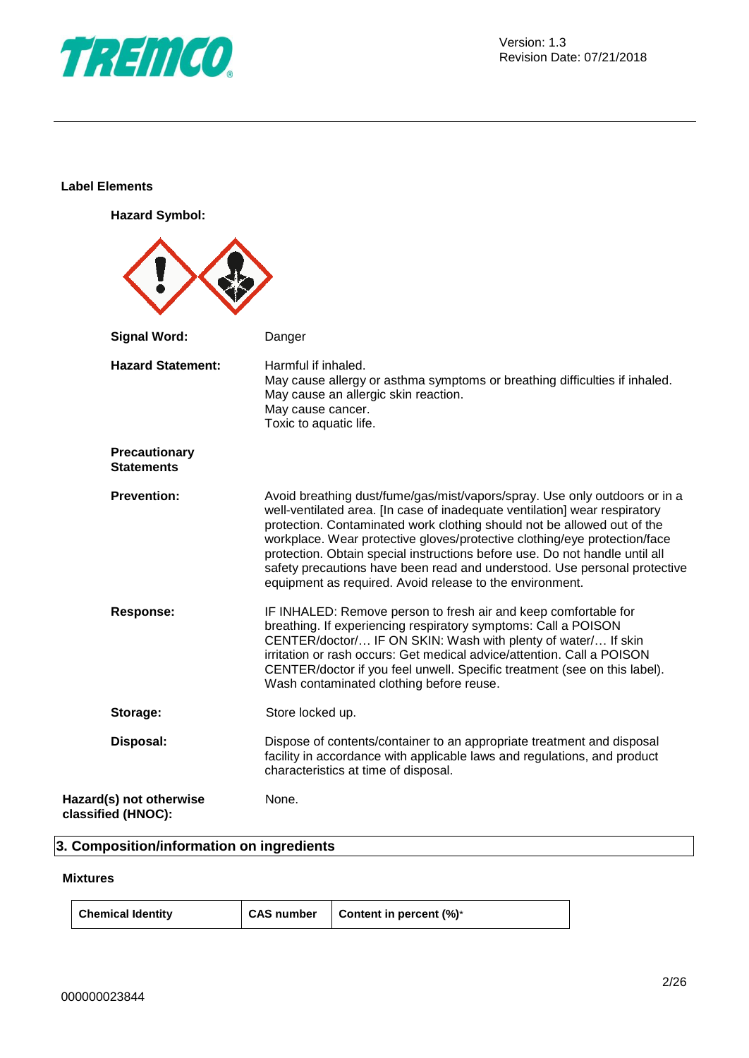**Label Elements**

**Hazard Symbol:**

**Signal Word:** Danger

**Hazard Statement:** Harmful if inhaled.
May cause allergy or asthma symptoms or breathing difficulties if inhaled.
May cause an allergic skin reaction.
May cause cancer.
Toxic to aquatic life.

**Precautionary Statements**

**Prevention:** Avoid breathing dust/fume/gas/mist/vapors/spray. Use only outdoors or in a well-ventilated area. [In case of inadequate ventilation] wear respiratory protection. Contaminated work clothing should not be allowed out of the workplace. Wear protective gloves/protective clothing/eye protection/face protection. Obtain special instructions before use. Do not handle until all safety precautions have been read and understood. Use personal protective equipment as required. Avoid release to the environment.

**Response:** IF INHALED: Remove person to fresh air and keep comfortable for breathing. If experiencing respiratory symptoms: Call a POISON CENTER/doctor/… IF ON SKIN: Wash with plenty of water/… If skin irritation or rash occurs: Get medical advice/attention. Call a POISON CENTER/doctor if you feel unwell. Specific treatment (see on this label). Wash contaminated clothing before reuse.

**Storage:** Store locked up.

**Disposal:** Dispose of contents/container to an appropriate treatment and disposal facility in accordance with applicable laws and regulations, and product characteristics at time of disposal.

**Hazard(s) not otherwise classified (HNOC):** None.

## 3. Composition/information on ingredients

**Mixtures**

| Chemical Identity | CAS number | Content in percent (%)* |
|---|---|---|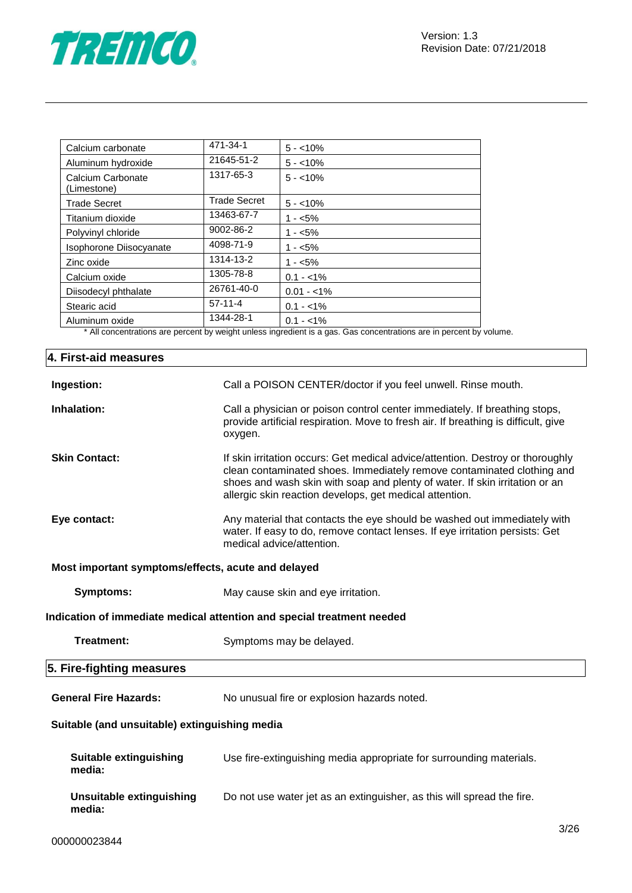| Calcium carbonate | 471-34-1 | 5 - <10% |
|---|---|---|
| Aluminum hydroxide | 21645-51-2 | 5 - <10% |
| Calcium Carbonate (Limestone) | 1317-65-3 | 5 - <10% |
| Trade Secret | Trade Secret | 5 - <10% |
| Titanium dioxide | 13463-67-7 | 1 - <5% |
| Polyvinyl chloride | 9002-86-2 | 1 - <5% |
| Isophorone Diisocyanate | 4098-71-9 | 1 - <5% |
| Zinc oxide | 1314-13-2 | 1 - <5% |
| Calcium oxide | 1305-78-8 | 0.1 - <1% |
| Diisodecyl phthalate | 26761-40-0 | 0.01 - <1% |
| Stearic acid | 57-11-4 | 0.1 - <1% |
| Aluminum oxide | 1344-28-1 | 0.1 - <1% |

* All concentrations are percent by weight unless ingredient is a gas. Gas concentrations are in percent by volume.

## 4. First-aid measures

**Ingestion:** Call a POISON CENTER/doctor if you feel unwell. Rinse mouth.

**Inhalation:** Call a physician or poison control center immediately. If breathing stops, provide artificial respiration. Move to fresh air. If breathing is difficult, give oxygen.

**Skin Contact:** If skin irritation occurs: Get medical advice/attention. Destroy or thoroughly clean contaminated shoes. Immediately remove contaminated clothing and shoes and wash skin with soap and plenty of water. If skin irritation or an allergic skin reaction develops, get medical attention.

**Eye contact:** Any material that contacts the eye should be washed out immediately with water. If easy to do, remove contact lenses. If eye irritation persists: Get medical advice/attention.

**Most important symptoms/effects, acute and delayed**

**Symptoms:** May cause skin and eye irritation.

**Indication of immediate medical attention and special treatment needed**

**Treatment:** Symptoms may be delayed.

## 5. Fire-fighting measures

**General Fire Hazards:** No unusual fire or explosion hazards noted.

**Suitable (and unsuitable) extinguishing media**

**Suitable extinguishing media:** Use fire-extinguishing media appropriate for surrounding materials.

**Unsuitable extinguishing media:** Do not use water jet as an extinguisher, as this will spread the fire.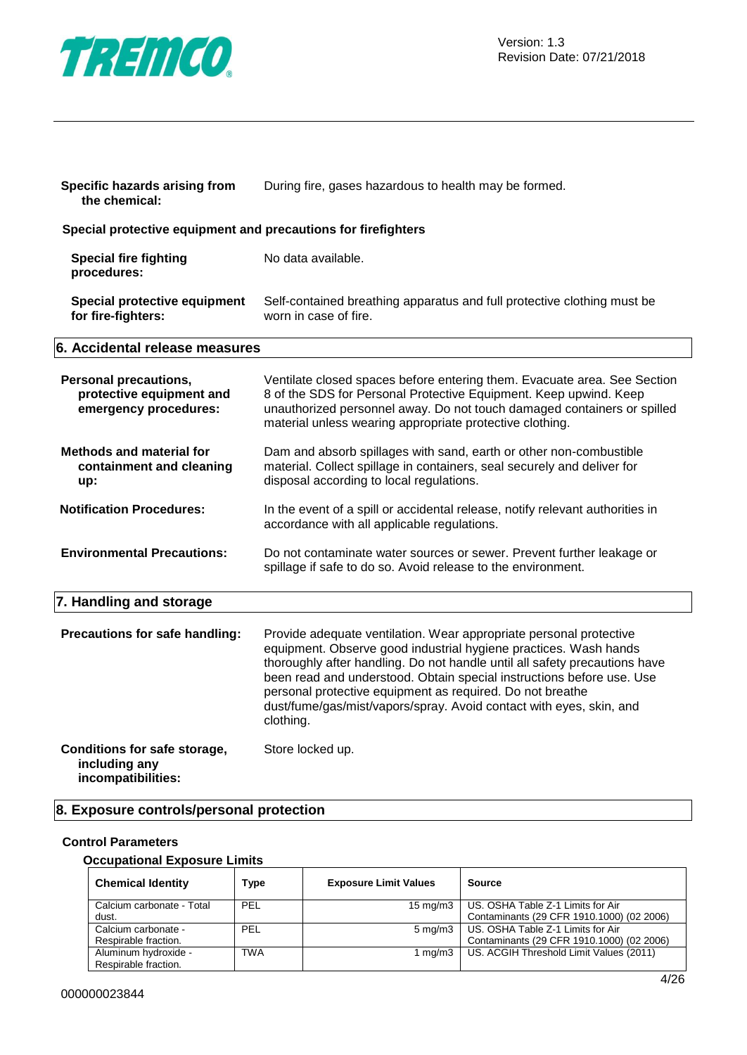**Specific hazards arising from the chemical:** During fire, gases hazardous to health may be formed.

**Special protective equipment and precautions for firefighters**

**Special fire fighting procedures:** No data available.

**Special protective equipment for fire-fighters:** Self-contained breathing apparatus and full protective clothing must be worn in case of fire.

## 6. Accidental release measures

**Personal precautions, protective equipment and emergency procedures:** Ventilate closed spaces before entering them. Evacuate area. See Section 8 of the SDS for Personal Protective Equipment. Keep upwind. Keep unauthorized personnel away. Do not touch damaged containers or spilled material unless wearing appropriate protective clothing.

**Methods and material for containment and cleaning up:** Dam and absorb spillages with sand, earth or other non-combustible material. Collect spillage in containers, seal securely and deliver for disposal according to local regulations.

**Notification Procedures:** In the event of a spill or accidental release, notify relevant authorities in accordance with all applicable regulations.

**Environmental Precautions:** Do not contaminate water sources or sewer. Prevent further leakage or spillage if safe to do so. Avoid release to the environment.

## 7. Handling and storage

**Precautions for safe handling:** Provide adequate ventilation. Wear appropriate personal protective equipment. Observe good industrial hygiene practices. Wash hands thoroughly after handling. Do not handle until all safety precautions have been read and understood. Obtain special instructions before use. Use personal protective equipment as required. Do not breathe dust/fume/gas/mist/vapors/spray. Avoid contact with eyes, skin, and clothing.

**Conditions for safe storage, including any incompatibilities:** Store locked up.

## 8. Exposure controls/personal protection

**Control Parameters**

**Occupational Exposure Limits**

| Chemical Identity | Type | Exposure Limit Values | Source |
|---|---|---|---|
| Calcium carbonate - Total dust. | PEL | 15 mg/m3 | US. OSHA Table Z-1 Limits for Air Contaminants (29 CFR 1910.1000) (02 2006) |
| Calcium carbonate - Respirable fraction. | PEL | 5 mg/m3 | US. OSHA Table Z-1 Limits for Air Contaminants (29 CFR 1910.1000) (02 2006) |
| Aluminum hydroxide - Respirable fraction. | TWA | 1 mg/m3 | US. ACGIH Threshold Limit Values (2011) |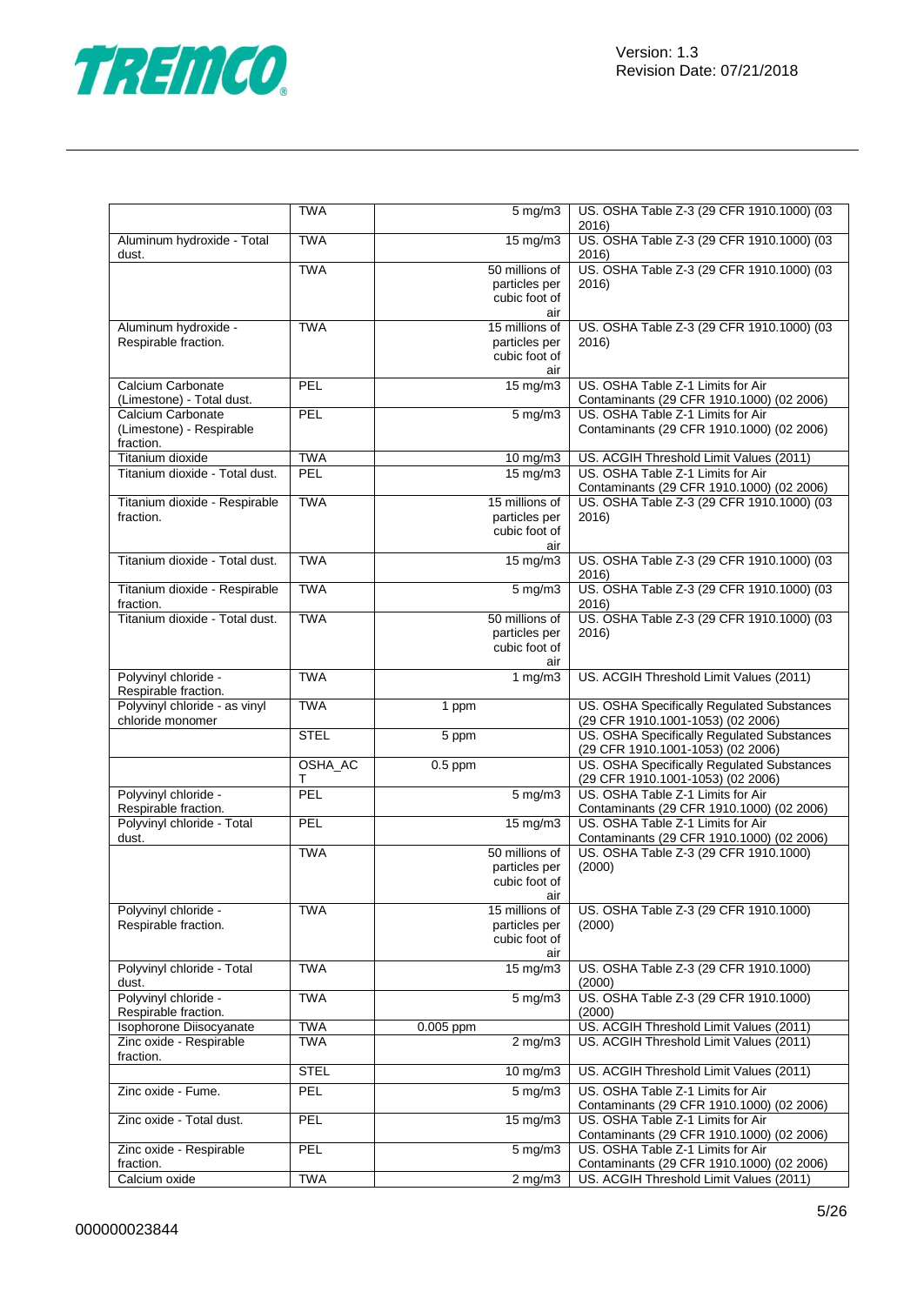| | | | |
|---|---|---|---|
| | TWA | 5 mg/m3 | US. OSHA Table Z-3 (29 CFR 1910.1000) (03 2016) |
| Aluminum hydroxide - Total dust. | TWA | 15 mg/m3 | US. OSHA Table Z-3 (29 CFR 1910.1000) (03 2016) |
| | TWA | 50 millions of particles per cubic foot of air | US. OSHA Table Z-3 (29 CFR 1910.1000) (03 2016) |
| Aluminum hydroxide - Respirable fraction. | TWA | 15 millions of particles per cubic foot of air | US. OSHA Table Z-3 (29 CFR 1910.1000) (03 2016) |
| Calcium Carbonate (Limestone) - Total dust. | PEL | 15 mg/m3 | US. OSHA Table Z-1 Limits for Air Contaminants (29 CFR 1910.1000) (02 2006) |
| Calcium Carbonate (Limestone) - Respirable fraction. | PEL | 5 mg/m3 | US. OSHA Table Z-1 Limits for Air Contaminants (29 CFR 1910.1000) (02 2006) |
| Titanium dioxide | TWA | 10 mg/m3 | US. ACGIH Threshold Limit Values (2011) |
| Titanium dioxide - Total dust. | PEL | 15 mg/m3 | US. OSHA Table Z-1 Limits for Air Contaminants (29 CFR 1910.1000) (02 2006) |
| Titanium dioxide - Respirable fraction. | TWA | 15 millions of particles per cubic foot of air | US. OSHA Table Z-3 (29 CFR 1910.1000) (03 2016) |
| Titanium dioxide - Total dust. | TWA | 15 mg/m3 | US. OSHA Table Z-3 (29 CFR 1910.1000) (03 2016) |
| Titanium dioxide - Respirable fraction. | TWA | 5 mg/m3 | US. OSHA Table Z-3 (29 CFR 1910.1000) (03 2016) |
| Titanium dioxide - Total dust. | TWA | 50 millions of particles per cubic foot of air | US. OSHA Table Z-3 (29 CFR 1910.1000) (03 2016) |
| Polyvinyl chloride - Respirable fraction. | TWA | 1 mg/m3 | US. ACGIH Threshold Limit Values (2011) |
| Polyvinyl chloride - as vinyl chloride monomer | TWA | 1 ppm | US. OSHA Specifically Regulated Substances (29 CFR 1910.1001-1053) (02 2006) |
| | STEL | 5 ppm | US. OSHA Specifically Regulated Substances (29 CFR 1910.1001-1053) (02 2006) |
| | OSHA_ACT | 0.5 ppm | US. OSHA Specifically Regulated Substances (29 CFR 1910.1001-1053) (02 2006) |
| Polyvinyl chloride - Respirable fraction. | PEL | 5 mg/m3 | US. OSHA Table Z-1 Limits for Air Contaminants (29 CFR 1910.1000) (02 2006) |
| Polyvinyl chloride - Total dust. | PEL | 15 mg/m3 | US. OSHA Table Z-1 Limits for Air Contaminants (29 CFR 1910.1000) (02 2006) |
| | TWA | 50 millions of particles per cubic foot of air | US. OSHA Table Z-3 (29 CFR 1910.1000) (2000) |
| Polyvinyl chloride - Respirable fraction. | TWA | 15 millions of particles per cubic foot of air | US. OSHA Table Z-3 (29 CFR 1910.1000) (2000) |
| Polyvinyl chloride - Total dust. | TWA | 15 mg/m3 | US. OSHA Table Z-3 (29 CFR 1910.1000) (2000) |
| Polyvinyl chloride - Respirable fraction. | TWA | 5 mg/m3 | US. OSHA Table Z-3 (29 CFR 1910.1000) (2000) |
| Isophorone Diisocyanate | TWA | 0.005 ppm | US. ACGIH Threshold Limit Values (2011) |
| Zinc oxide - Respirable fraction. | TWA | 2 mg/m3 | US. ACGIH Threshold Limit Values (2011) |
| | STEL | 10 mg/m3 | US. ACGIH Threshold Limit Values (2011) |
| Zinc oxide - Fume. | PEL | 5 mg/m3 | US. OSHA Table Z-1 Limits for Air Contaminants (29 CFR 1910.1000) (02 2006) |
| Zinc oxide - Total dust. | PEL | 15 mg/m3 | US. OSHA Table Z-1 Limits for Air Contaminants (29 CFR 1910.1000) (02 2006) |
| Zinc oxide - Respirable fraction. | PEL | 5 mg/m3 | US. OSHA Table Z-1 Limits for Air Contaminants (29 CFR 1910.1000) (02 2006) |
| Calcium oxide | TWA | 2 mg/m3 | US. ACGIH Threshold Limit Values (2011) |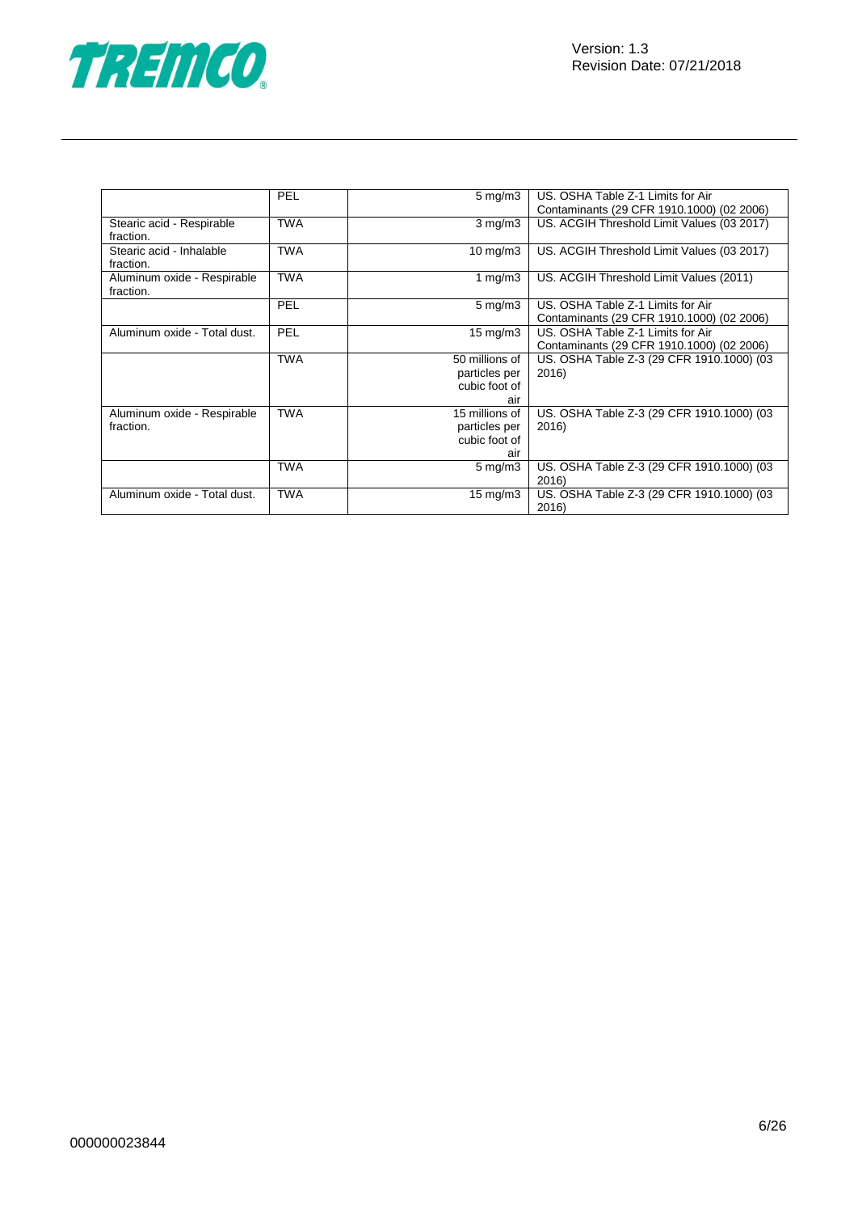| | | | |
|---|---|---|---|
| | PEL | 5 mg/m3 | US. OSHA Table Z-1 Limits for Air Contaminants (29 CFR 1910.1000) (02 2006) |
| Stearic acid - Respirable fraction. | TWA | 3 mg/m3 | US. ACGIH Threshold Limit Values (03 2017) |
| Stearic acid - Inhalable fraction. | TWA | 10 mg/m3 | US. ACGIH Threshold Limit Values (03 2017) |
| Aluminum oxide - Respirable fraction. | TWA | 1 mg/m3 | US. ACGIH Threshold Limit Values (2011) |
| | PEL | 5 mg/m3 | US. OSHA Table Z-1 Limits for Air Contaminants (29 CFR 1910.1000) (02 2006) |
| Aluminum oxide - Total dust. | PEL | 15 mg/m3 | US. OSHA Table Z-1 Limits for Air Contaminants (29 CFR 1910.1000) (02 2006) |
| | TWA | 50 millions of particles per cubic foot of air | US. OSHA Table Z-3 (29 CFR 1910.1000) (03 2016) |
| Aluminum oxide - Respirable fraction. | TWA | 15 millions of particles per cubic foot of air | US. OSHA Table Z-3 (29 CFR 1910.1000) (03 2016) |
| | TWA | 5 mg/m3 | US. OSHA Table Z-3 (29 CFR 1910.1000) (03 2016) |
| Aluminum oxide - Total dust. | TWA | 15 mg/m3 | US. OSHA Table Z-3 (29 CFR 1910.1000) (03 2016) |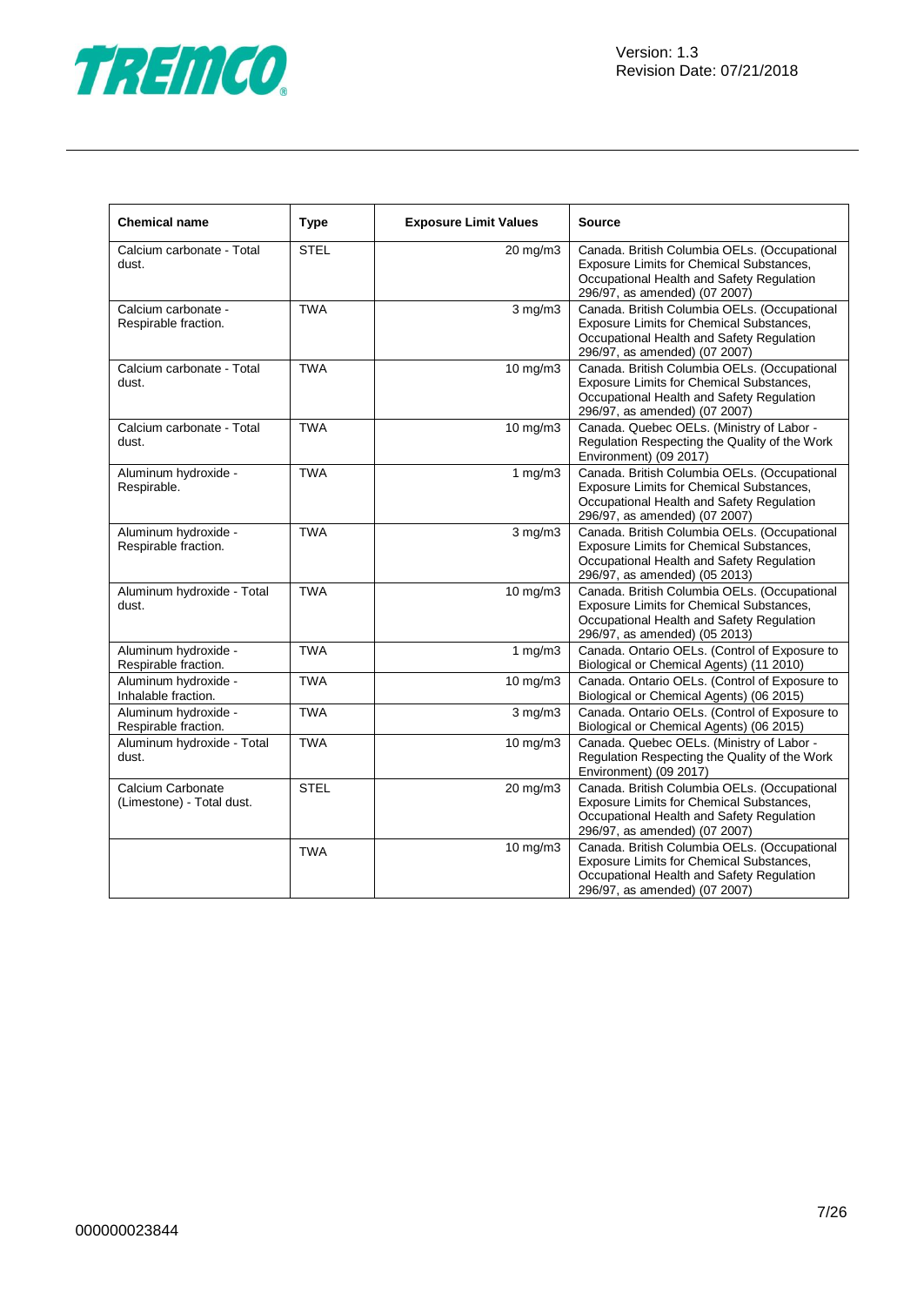| Chemical name | Type | Exposure Limit Values | Source |
|---|---|---|---|
| Calcium carbonate - Total dust. | STEL | 20 mg/m3 | Canada. British Columbia OELs. (Occupational Exposure Limits for Chemical Substances, Occupational Health and Safety Regulation 296/97, as amended) (07 2007) |
| Calcium carbonate - Respirable fraction. | TWA | 3 mg/m3 | Canada. British Columbia OELs. (Occupational Exposure Limits for Chemical Substances, Occupational Health and Safety Regulation 296/97, as amended) (07 2007) |
| Calcium carbonate - Total dust. | TWA | 10 mg/m3 | Canada. British Columbia OELs. (Occupational Exposure Limits for Chemical Substances, Occupational Health and Safety Regulation 296/97, as amended) (07 2007) |
| Calcium carbonate - Total dust. | TWA | 10 mg/m3 | Canada. Quebec OELs. (Ministry of Labor - Regulation Respecting the Quality of the Work Environment) (09 2017) |
| Aluminum hydroxide - Respirable. | TWA | 1 mg/m3 | Canada. British Columbia OELs. (Occupational Exposure Limits for Chemical Substances, Occupational Health and Safety Regulation 296/97, as amended) (07 2007) |
| Aluminum hydroxide - Respirable fraction. | TWA | 3 mg/m3 | Canada. British Columbia OELs. (Occupational Exposure Limits for Chemical Substances, Occupational Health and Safety Regulation 296/97, as amended) (05 2013) |
| Aluminum hydroxide - Total dust. | TWA | 10 mg/m3 | Canada. British Columbia OELs. (Occupational Exposure Limits for Chemical Substances, Occupational Health and Safety Regulation 296/97, as amended) (05 2013) |
| Aluminum hydroxide - Respirable fraction. | TWA | 1 mg/m3 | Canada. Ontario OELs. (Control of Exposure to Biological or Chemical Agents) (11 2010) |
| Aluminum hydroxide - Inhalable fraction. | TWA | 10 mg/m3 | Canada. Ontario OELs. (Control of Exposure to Biological or Chemical Agents) (06 2015) |
| Aluminum hydroxide - Respirable fraction. | TWA | 3 mg/m3 | Canada. Ontario OELs. (Control of Exposure to Biological or Chemical Agents) (06 2015) |
| Aluminum hydroxide - Total dust. | TWA | 10 mg/m3 | Canada. Quebec OELs. (Ministry of Labor - Regulation Respecting the Quality of the Work Environment) (09 2017) |
| Calcium Carbonate (Limestone) - Total dust. | STEL | 20 mg/m3 | Canada. British Columbia OELs. (Occupational Exposure Limits for Chemical Substances, Occupational Health and Safety Regulation 296/97, as amended) (07 2007) |
| | TWA | 10 mg/m3 | Canada. British Columbia OELs. (Occupational Exposure Limits for Chemical Substances, Occupational Health and Safety Regulation 296/97, as amended) (07 2007) |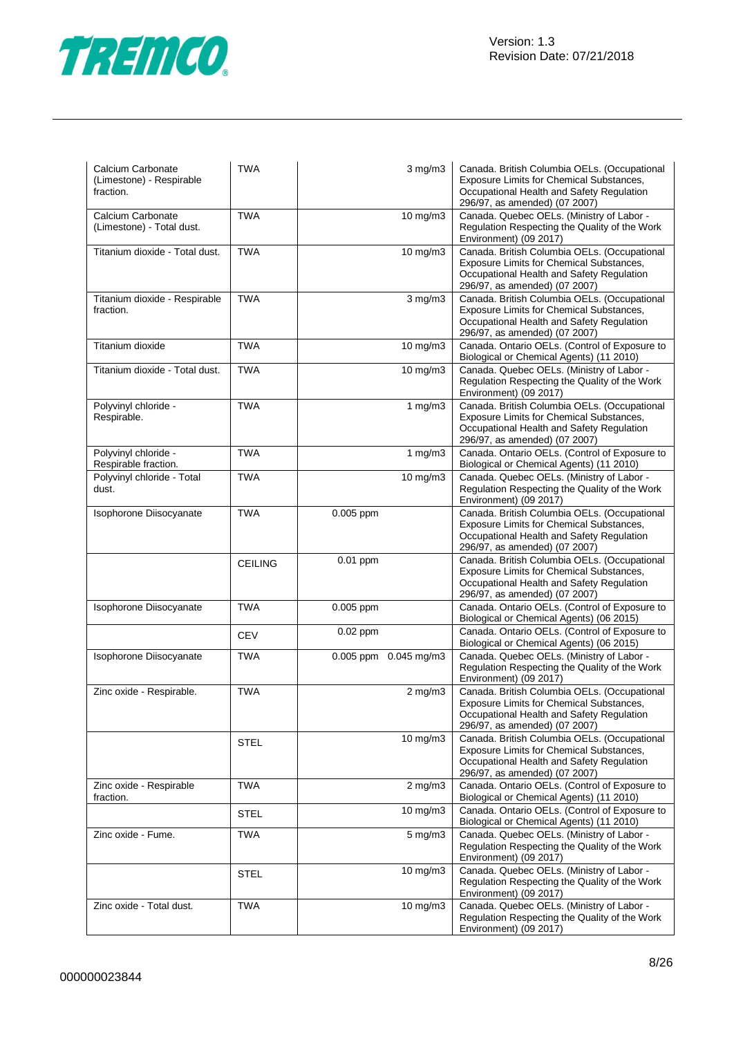| | | | | |
|---|---|---|---|---|
| Calcium Carbonate (Limestone) - Respirable fraction. | TWA | | 3 mg/m3 | Canada. British Columbia OELs. (Occupational Exposure Limits for Chemical Substances, Occupational Health and Safety Regulation 296/97, as amended) (07 2007) |
| Calcium Carbonate (Limestone) - Total dust. | TWA | | 10 mg/m3 | Canada. Quebec OELs. (Ministry of Labor - Regulation Respecting the Quality of the Work Environment) (09 2017) |
| Titanium dioxide - Total dust. | TWA | | 10 mg/m3 | Canada. British Columbia OELs. (Occupational Exposure Limits for Chemical Substances, Occupational Health and Safety Regulation 296/97, as amended) (07 2007) |
| Titanium dioxide - Respirable fraction. | TWA | | 3 mg/m3 | Canada. British Columbia OELs. (Occupational Exposure Limits for Chemical Substances, Occupational Health and Safety Regulation 296/97, as amended) (07 2007) |
| Titanium dioxide | TWA | | 10 mg/m3 | Canada. Ontario OELs. (Control of Exposure to Biological or Chemical Agents) (11 2010) |
| Titanium dioxide - Total dust. | TWA | | 10 mg/m3 | Canada. Quebec OELs. (Ministry of Labor - Regulation Respecting the Quality of the Work Environment) (09 2017) |
| Polyvinyl chloride - Respirable. | TWA | | 1 mg/m3 | Canada. British Columbia OELs. (Occupational Exposure Limits for Chemical Substances, Occupational Health and Safety Regulation 296/97, as amended) (07 2007) |
| Polyvinyl chloride - Respirable fraction. | TWA | | 1 mg/m3 | Canada. Ontario OELs. (Control of Exposure to Biological or Chemical Agents) (11 2010) |
| Polyvinyl chloride - Total dust. | TWA | | 10 mg/m3 | Canada. Quebec OELs. (Ministry of Labor - Regulation Respecting the Quality of the Work Environment) (09 2017) |
| Isophorone Diisocyanate | TWA | 0.005 ppm | | Canada. British Columbia OELs. (Occupational Exposure Limits for Chemical Substances, Occupational Health and Safety Regulation 296/97, as amended) (07 2007) |
| | CEILING | 0.01 ppm | | Canada. British Columbia OELs. (Occupational Exposure Limits for Chemical Substances, Occupational Health and Safety Regulation 296/97, as amended) (07 2007) |
| Isophorone Diisocyanate | TWA | 0.005 ppm | | Canada. Ontario OELs. (Control of Exposure to Biological or Chemical Agents) (06 2015) |
| | CEV | 0.02 ppm | | Canada. Ontario OELs. (Control of Exposure to Biological or Chemical Agents) (06 2015) |
| Isophorone Diisocyanate | TWA | 0.005 ppm | 0.045 mg/m3 | Canada. Quebec OELs. (Ministry of Labor - Regulation Respecting the Quality of the Work Environment) (09 2017) |
| Zinc oxide - Respirable. | TWA | | 2 mg/m3 | Canada. British Columbia OELs. (Occupational Exposure Limits for Chemical Substances, Occupational Health and Safety Regulation 296/97, as amended) (07 2007) |
| | STEL | | 10 mg/m3 | Canada. British Columbia OELs. (Occupational Exposure Limits for Chemical Substances, Occupational Health and Safety Regulation 296/97, as amended) (07 2007) |
| Zinc oxide - Respirable fraction. | TWA | | 2 mg/m3 | Canada. Ontario OELs. (Control of Exposure to Biological or Chemical Agents) (11 2010) |
| | STEL | | 10 mg/m3 | Canada. Ontario OELs. (Control of Exposure to Biological or Chemical Agents) (11 2010) |
| Zinc oxide - Fume. | TWA | | 5 mg/m3 | Canada. Quebec OELs. (Ministry of Labor - Regulation Respecting the Quality of the Work Environment) (09 2017) |
| | STEL | | 10 mg/m3 | Canada. Quebec OELs. (Ministry of Labor - Regulation Respecting the Quality of the Work Environment) (09 2017) |
| Zinc oxide - Total dust. | TWA | | 10 mg/m3 | Canada. Quebec OELs. (Ministry of Labor - Regulation Respecting the Quality of the Work Environment) (09 2017) |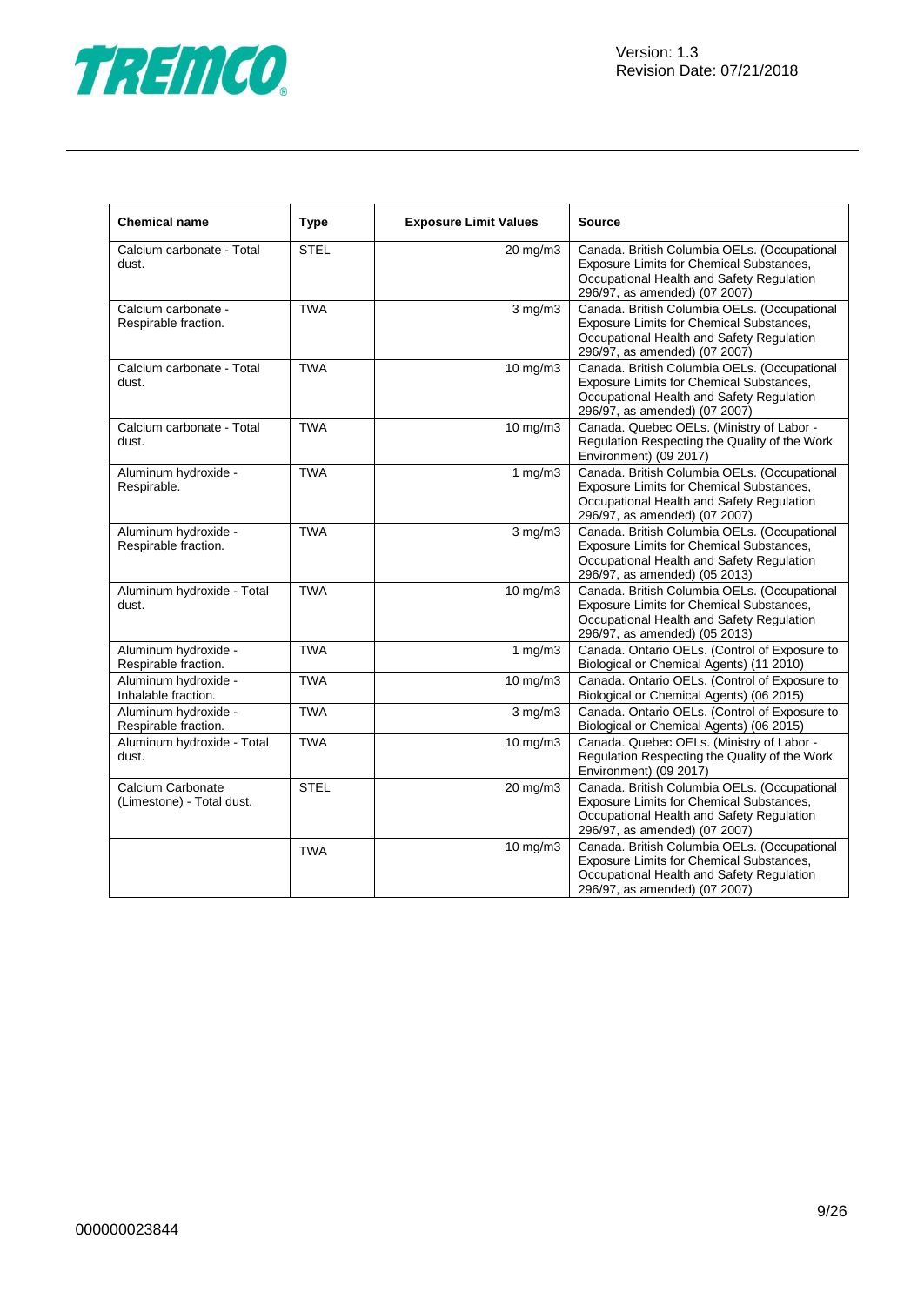| Chemical name | Type | Exposure Limit Values | Source |
|---|---|---|---|
| Calcium carbonate - Total dust. | STEL | 20 mg/m3 | Canada. British Columbia OELs. (Occupational Exposure Limits for Chemical Substances, Occupational Health and Safety Regulation 296/97, as amended) (07 2007) |
| Calcium carbonate - Respirable fraction. | TWA | 3 mg/m3 | Canada. British Columbia OELs. (Occupational Exposure Limits for Chemical Substances, Occupational Health and Safety Regulation 296/97, as amended) (07 2007) |
| Calcium carbonate - Total dust. | TWA | 10 mg/m3 | Canada. British Columbia OELs. (Occupational Exposure Limits for Chemical Substances, Occupational Health and Safety Regulation 296/97, as amended) (07 2007) |
| Calcium carbonate - Total dust. | TWA | 10 mg/m3 | Canada. Quebec OELs. (Ministry of Labor - Regulation Respecting the Quality of the Work Environment) (09 2017) |
| Aluminum hydroxide - Respirable. | TWA | 1 mg/m3 | Canada. British Columbia OELs. (Occupational Exposure Limits for Chemical Substances, Occupational Health and Safety Regulation 296/97, as amended) (07 2007) |
| Aluminum hydroxide - Respirable fraction. | TWA | 3 mg/m3 | Canada. British Columbia OELs. (Occupational Exposure Limits for Chemical Substances, Occupational Health and Safety Regulation 296/97, as amended) (05 2013) |
| Aluminum hydroxide - Total dust. | TWA | 10 mg/m3 | Canada. British Columbia OELs. (Occupational Exposure Limits for Chemical Substances, Occupational Health and Safety Regulation 296/97, as amended) (05 2013) |
| Aluminum hydroxide - Respirable fraction. | TWA | 1 mg/m3 | Canada. Ontario OELs. (Control of Exposure to Biological or Chemical Agents) (11 2010) |
| Aluminum hydroxide - Inhalable fraction. | TWA | 10 mg/m3 | Canada. Ontario OELs. (Control of Exposure to Biological or Chemical Agents) (06 2015) |
| Aluminum hydroxide - Respirable fraction. | TWA | 3 mg/m3 | Canada. Ontario OELs. (Control of Exposure to Biological or Chemical Agents) (06 2015) |
| Aluminum hydroxide - Total dust. | TWA | 10 mg/m3 | Canada. Quebec OELs. (Ministry of Labor - Regulation Respecting the Quality of the Work Environment) (09 2017) |
| Calcium Carbonate (Limestone) - Total dust. | STEL | 20 mg/m3 | Canada. British Columbia OELs. (Occupational Exposure Limits for Chemical Substances, Occupational Health and Safety Regulation 296/97, as amended) (07 2007) |
| | TWA | 10 mg/m3 | Canada. British Columbia OELs. (Occupational Exposure Limits for Chemical Substances, Occupational Health and Safety Regulation 296/97, as amended) (07 2007) |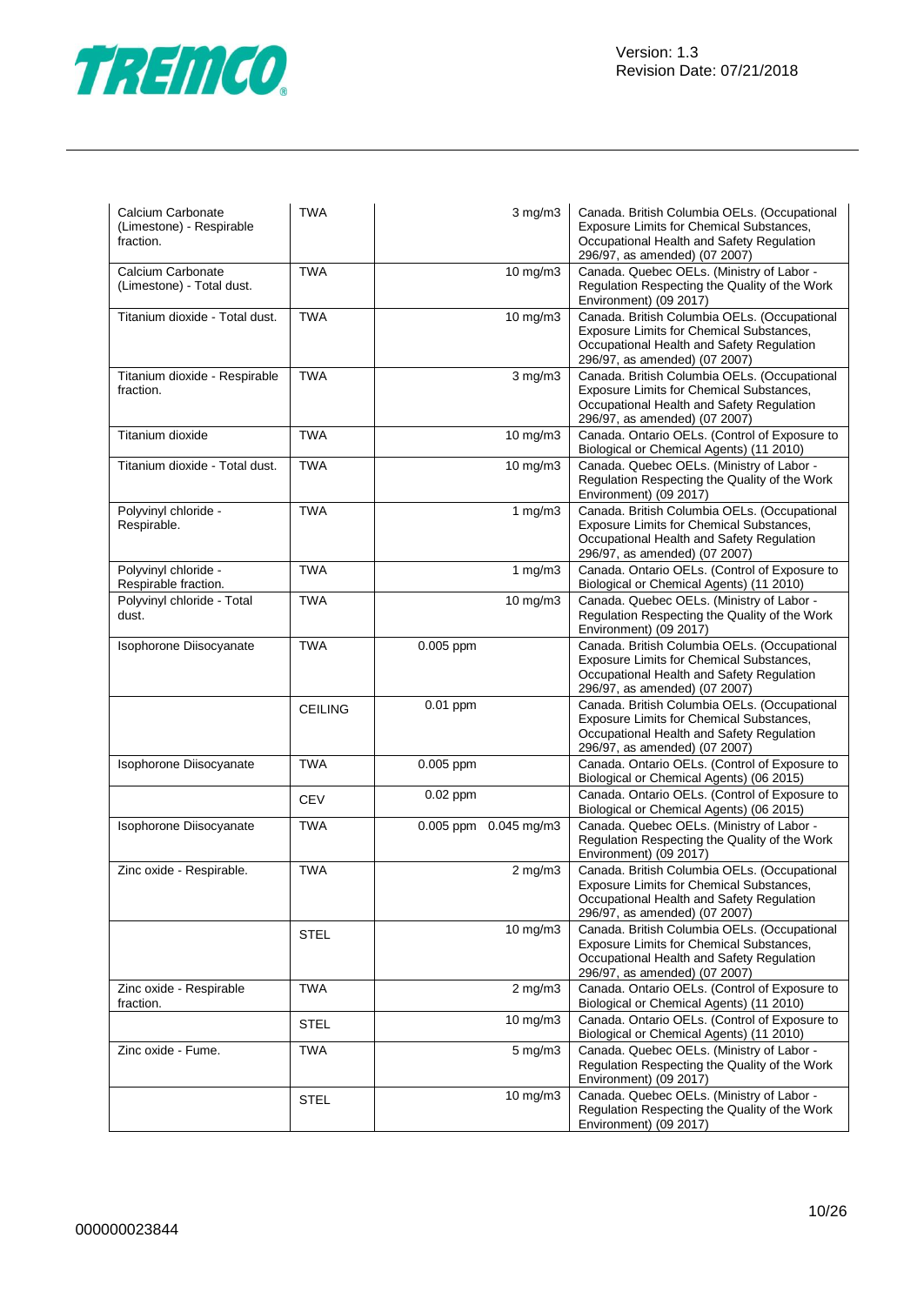| | | | | |
|---|---|---|---|---|
| Calcium Carbonate (Limestone) - Respirable fraction. | TWA | | 3 mg/m3 | Canada. British Columbia OELs. (Occupational Exposure Limits for Chemical Substances, Occupational Health and Safety Regulation 296/97, as amended) (07 2007) |
| Calcium Carbonate (Limestone) - Total dust. | TWA | | 10 mg/m3 | Canada. Quebec OELs. (Ministry of Labor - Regulation Respecting the Quality of the Work Environment) (09 2017) |
| Titanium dioxide - Total dust. | TWA | | 10 mg/m3 | Canada. British Columbia OELs. (Occupational Exposure Limits for Chemical Substances, Occupational Health and Safety Regulation 296/97, as amended) (07 2007) |
| Titanium dioxide - Respirable fraction. | TWA | | 3 mg/m3 | Canada. British Columbia OELs. (Occupational Exposure Limits for Chemical Substances, Occupational Health and Safety Regulation 296/97, as amended) (07 2007) |
| Titanium dioxide | TWA | | 10 mg/m3 | Canada. Ontario OELs. (Control of Exposure to Biological or Chemical Agents) (11 2010) |
| Titanium dioxide - Total dust. | TWA | | 10 mg/m3 | Canada. Quebec OELs. (Ministry of Labor - Regulation Respecting the Quality of the Work Environment) (09 2017) |
| Polyvinyl chloride - Respirable. | TWA | | 1 mg/m3 | Canada. British Columbia OELs. (Occupational Exposure Limits for Chemical Substances, Occupational Health and Safety Regulation 296/97, as amended) (07 2007) |
| Polyvinyl chloride - Respirable fraction. | TWA | | 1 mg/m3 | Canada. Ontario OELs. (Control of Exposure to Biological or Chemical Agents) (11 2010) |
| Polyvinyl chloride - Total dust. | TWA | | 10 mg/m3 | Canada. Quebec OELs. (Ministry of Labor - Regulation Respecting the Quality of the Work Environment) (09 2017) |
| Isophorone Diisocyanate | TWA | 0.005 ppm | | Canada. British Columbia OELs. (Occupational Exposure Limits for Chemical Substances, Occupational Health and Safety Regulation 296/97, as amended) (07 2007) |
| | CEILING | 0.01 ppm | | Canada. British Columbia OELs. (Occupational Exposure Limits for Chemical Substances, Occupational Health and Safety Regulation 296/97, as amended) (07 2007) |
| Isophorone Diisocyanate | TWA | 0.005 ppm | | Canada. Ontario OELs. (Control of Exposure to Biological or Chemical Agents) (06 2015) |
| | CEV | 0.02 ppm | | Canada. Ontario OELs. (Control of Exposure to Biological or Chemical Agents) (06 2015) |
| Isophorone Diisocyanate | TWA | 0.005 ppm | 0.045 mg/m3 | Canada. Quebec OELs. (Ministry of Labor - Regulation Respecting the Quality of the Work Environment) (09 2017) |
| Zinc oxide - Respirable. | TWA | | 2 mg/m3 | Canada. British Columbia OELs. (Occupational Exposure Limits for Chemical Substances, Occupational Health and Safety Regulation 296/97, as amended) (07 2007) |
| | STEL | | 10 mg/m3 | Canada. British Columbia OELs. (Occupational Exposure Limits for Chemical Substances, Occupational Health and Safety Regulation 296/97, as amended) (07 2007) |
| Zinc oxide - Respirable fraction. | TWA | | 2 mg/m3 | Canada. Ontario OELs. (Control of Exposure to Biological or Chemical Agents) (11 2010) |
| | STEL | | 10 mg/m3 | Canada. Ontario OELs. (Control of Exposure to Biological or Chemical Agents) (11 2010) |
| Zinc oxide - Fume. | TWA | | 5 mg/m3 | Canada. Quebec OELs. (Ministry of Labor - Regulation Respecting the Quality of the Work Environment) (09 2017) |
| | STEL | | 10 mg/m3 | Canada. Quebec OELs. (Ministry of Labor - Regulation Respecting the Quality of the Work Environment) (09 2017) |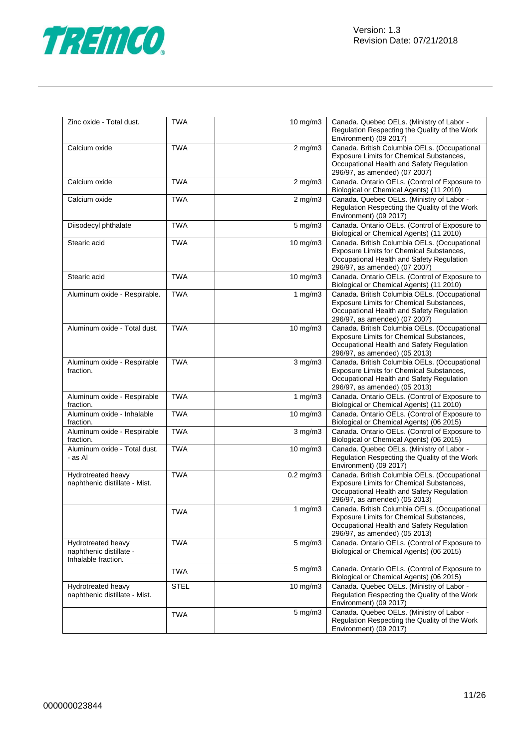| | | | |
|---|---|---|---|
| Zinc oxide - Total dust. | TWA | 10 mg/m3 | Canada. Quebec OELs. (Ministry of Labor - Regulation Respecting the Quality of the Work Environment) (09 2017) |
| Calcium oxide | TWA | 2 mg/m3 | Canada. British Columbia OELs. (Occupational Exposure Limits for Chemical Substances, Occupational Health and Safety Regulation 296/97, as amended) (07 2007) |
| Calcium oxide | TWA | 2 mg/m3 | Canada. Ontario OELs. (Control of Exposure to Biological or Chemical Agents) (11 2010) |
| Calcium oxide | TWA | 2 mg/m3 | Canada. Quebec OELs. (Ministry of Labor - Regulation Respecting the Quality of the Work Environment) (09 2017) |
| Diisodecyl phthalate | TWA | 5 mg/m3 | Canada. Ontario OELs. (Control of Exposure to Biological or Chemical Agents) (11 2010) |
| Stearic acid | TWA | 10 mg/m3 | Canada. British Columbia OELs. (Occupational Exposure Limits for Chemical Substances, Occupational Health and Safety Regulation 296/97, as amended) (07 2007) |
| Stearic acid | TWA | 10 mg/m3 | Canada. Ontario OELs. (Control of Exposure to Biological or Chemical Agents) (11 2010) |
| Aluminum oxide - Respirable. | TWA | 1 mg/m3 | Canada. British Columbia OELs. (Occupational Exposure Limits for Chemical Substances, Occupational Health and Safety Regulation 296/97, as amended) (07 2007) |
| Aluminum oxide - Total dust. | TWA | 10 mg/m3 | Canada. British Columbia OELs. (Occupational Exposure Limits for Chemical Substances, Occupational Health and Safety Regulation 296/97, as amended) (05 2013) |
| Aluminum oxide - Respirable fraction. | TWA | 3 mg/m3 | Canada. British Columbia OELs. (Occupational Exposure Limits for Chemical Substances, Occupational Health and Safety Regulation 296/97, as amended) (05 2013) |
| Aluminum oxide - Respirable fraction. | TWA | 1 mg/m3 | Canada. Ontario OELs. (Control of Exposure to Biological or Chemical Agents) (11 2010) |
| Aluminum oxide - Inhalable fraction. | TWA | 10 mg/m3 | Canada. Ontario OELs. (Control of Exposure to Biological or Chemical Agents) (06 2015) |
| Aluminum oxide - Respirable fraction. | TWA | 3 mg/m3 | Canada. Ontario OELs. (Control of Exposure to Biological or Chemical Agents) (06 2015) |
| Aluminum oxide - Total dust. - as Al | TWA | 10 mg/m3 | Canada. Quebec OELs. (Ministry of Labor - Regulation Respecting the Quality of the Work Environment) (09 2017) |
| Hydrotreated heavy naphthenic distillate - Mist. | TWA | 0.2 mg/m3 | Canada. British Columbia OELs. (Occupational Exposure Limits for Chemical Substances, Occupational Health and Safety Regulation 296/97, as amended) (05 2013) |
| | TWA | 1 mg/m3 | Canada. British Columbia OELs. (Occupational Exposure Limits for Chemical Substances, Occupational Health and Safety Regulation 296/97, as amended) (05 2013) |
| Hydrotreated heavy naphthenic distillate - Inhalable fraction. | TWA | 5 mg/m3 | Canada. Ontario OELs. (Control of Exposure to Biological or Chemical Agents) (06 2015) |
| | TWA | 5 mg/m3 | Canada. Ontario OELs. (Control of Exposure to Biological or Chemical Agents) (06 2015) |
| Hydrotreated heavy naphthenic distillate - Mist. | STEL | 10 mg/m3 | Canada. Quebec OELs. (Ministry of Labor - Regulation Respecting the Quality of the Work Environment) (09 2017) |
| | TWA | 5 mg/m3 | Canada. Quebec OELs. (Ministry of Labor - Regulation Respecting the Quality of the Work Environment) (09 2017) |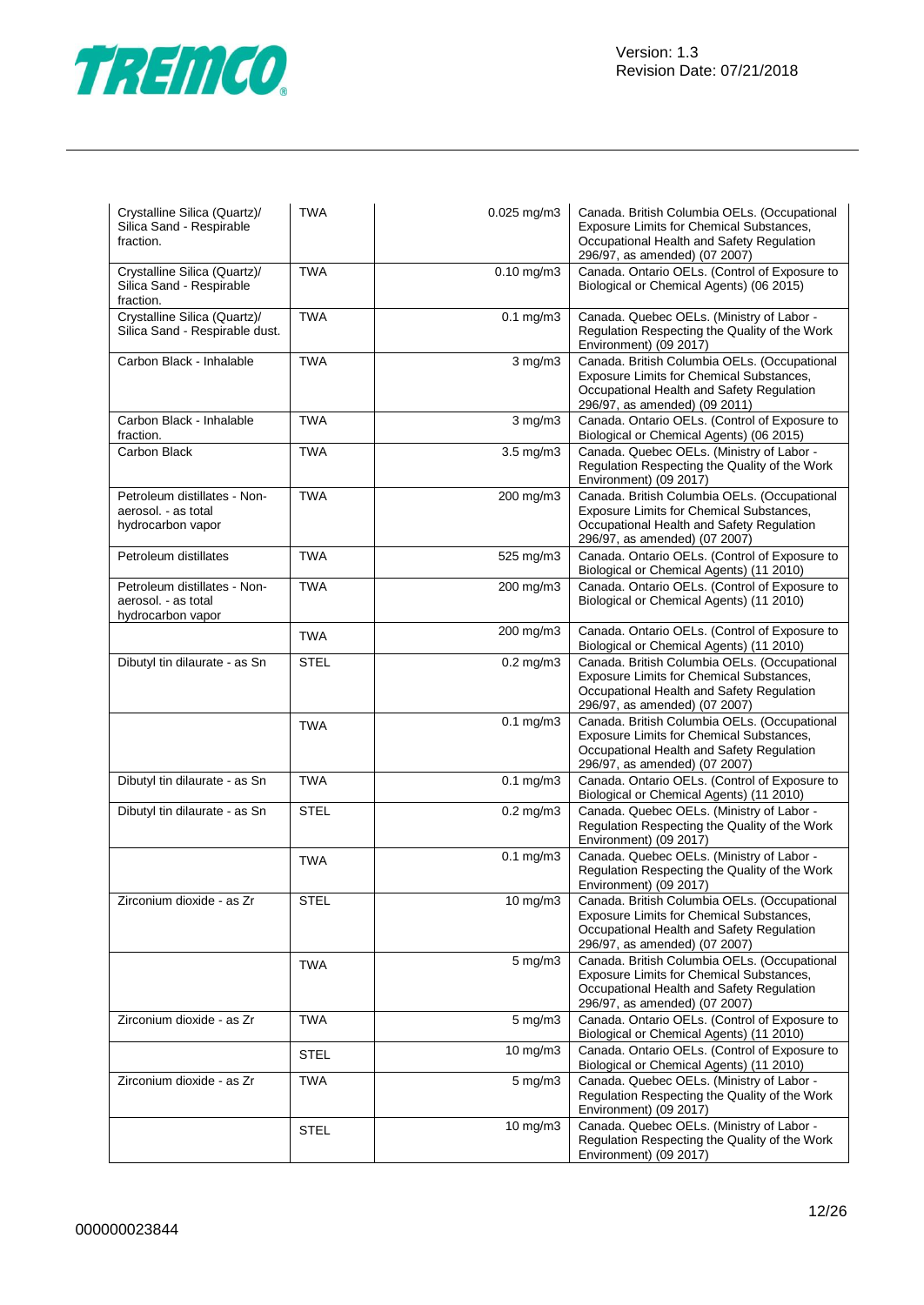| | | | |
|---|---|---|---|
| Crystalline Silica (Quartz)/ Silica Sand - Respirable fraction. | TWA | 0.025 mg/m3 | Canada. British Columbia OELs. (Occupational Exposure Limits for Chemical Substances, Occupational Health and Safety Regulation 296/97, as amended) (07 2007) |
| Crystalline Silica (Quartz)/ Silica Sand - Respirable fraction. | TWA | 0.10 mg/m3 | Canada. Ontario OELs. (Control of Exposure to Biological or Chemical Agents) (06 2015) |
| Crystalline Silica (Quartz)/ Silica Sand - Respirable dust. | TWA | 0.1 mg/m3 | Canada. Quebec OELs. (Ministry of Labor - Regulation Respecting the Quality of the Work Environment) (09 2017) |
| Carbon Black - Inhalable | TWA | 3 mg/m3 | Canada. British Columbia OELs. (Occupational Exposure Limits for Chemical Substances, Occupational Health and Safety Regulation 296/97, as amended) (09 2011) |
| Carbon Black - Inhalable fraction. | TWA | 3 mg/m3 | Canada. Ontario OELs. (Control of Exposure to Biological or Chemical Agents) (06 2015) |
| Carbon Black | TWA | 3.5 mg/m3 | Canada. Quebec OELs. (Ministry of Labor - Regulation Respecting the Quality of the Work Environment) (09 2017) |
| Petroleum distillates - Non-aerosol. - as total hydrocarbon vapor | TWA | 200 mg/m3 | Canada. British Columbia OELs. (Occupational Exposure Limits for Chemical Substances, Occupational Health and Safety Regulation 296/97, as amended) (07 2007) |
| Petroleum distillates | TWA | 525 mg/m3 | Canada. Ontario OELs. (Control of Exposure to Biological or Chemical Agents) (11 2010) |
| Petroleum distillates - Non-aerosol. - as total hydrocarbon vapor | TWA | 200 mg/m3 | Canada. Ontario OELs. (Control of Exposure to Biological or Chemical Agents) (11 2010) |
| | TWA | 200 mg/m3 | Canada. Ontario OELs. (Control of Exposure to Biological or Chemical Agents) (11 2010) |
| Dibutyl tin dilaurate - as Sn | STEL | 0.2 mg/m3 | Canada. British Columbia OELs. (Occupational Exposure Limits for Chemical Substances, Occupational Health and Safety Regulation 296/97, as amended) (07 2007) |
| | TWA | 0.1 mg/m3 | Canada. British Columbia OELs. (Occupational Exposure Limits for Chemical Substances, Occupational Health and Safety Regulation 296/97, as amended) (07 2007) |
| Dibutyl tin dilaurate - as Sn | TWA | 0.1 mg/m3 | Canada. Ontario OELs. (Control of Exposure to Biological or Chemical Agents) (11 2010) |
| Dibutyl tin dilaurate - as Sn | STEL | 0.2 mg/m3 | Canada. Quebec OELs. (Ministry of Labor - Regulation Respecting the Quality of the Work Environment) (09 2017) |
| | TWA | 0.1 mg/m3 | Canada. Quebec OELs. (Ministry of Labor - Regulation Respecting the Quality of the Work Environment) (09 2017) |
| Zirconium dioxide - as Zr | STEL | 10 mg/m3 | Canada. British Columbia OELs. (Occupational Exposure Limits for Chemical Substances, Occupational Health and Safety Regulation 296/97, as amended) (07 2007) |
| | TWA | 5 mg/m3 | Canada. British Columbia OELs. (Occupational Exposure Limits for Chemical Substances, Occupational Health and Safety Regulation 296/97, as amended) (07 2007) |
| Zirconium dioxide - as Zr | TWA | 5 mg/m3 | Canada. Ontario OELs. (Control of Exposure to Biological or Chemical Agents) (11 2010) |
| | STEL | 10 mg/m3 | Canada. Ontario OELs. (Control of Exposure to Biological or Chemical Agents) (11 2010) |
| Zirconium dioxide - as Zr | TWA | 5 mg/m3 | Canada. Quebec OELs. (Ministry of Labor - Regulation Respecting the Quality of the Work Environment) (09 2017) |
| | STEL | 10 mg/m3 | Canada. Quebec OELs. (Ministry of Labor - Regulation Respecting the Quality of the Work Environment) (09 2017) |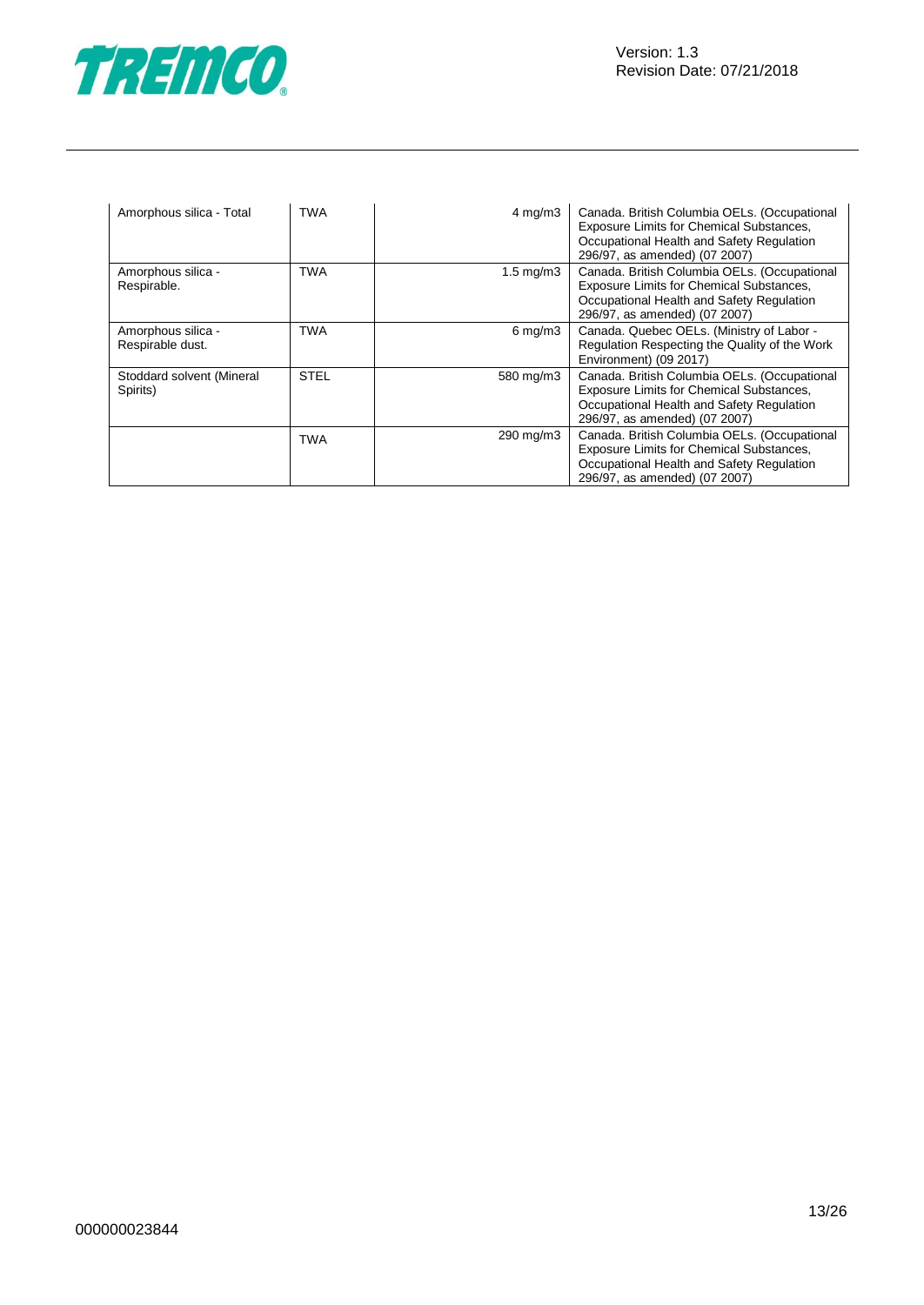| Amorphous silica - Total | TWA | 4 mg/m3 | Canada. British Columbia OELs. (Occupational Exposure Limits for Chemical Substances, Occupational Health and Safety Regulation 296/97, as amended) (07 2007) |
|---|---|---|---|
| Amorphous silica - Respirable. | TWA | 1.5 mg/m3 | Canada. British Columbia OELs. (Occupational Exposure Limits for Chemical Substances, Occupational Health and Safety Regulation 296/97, as amended) (07 2007) |
| Amorphous silica - Respirable dust. | TWA | 6 mg/m3 | Canada. Quebec OELs. (Ministry of Labor - Regulation Respecting the Quality of the Work Environment) (09 2017) |
| Stoddard solvent (Mineral Spirits) | STEL | 580 mg/m3 | Canada. British Columbia OELs. (Occupational Exposure Limits for Chemical Substances, Occupational Health and Safety Regulation 296/97, as amended) (07 2007) |
| | TWA | 290 mg/m3 | Canada. British Columbia OELs. (Occupational Exposure Limits for Chemical Substances, Occupational Health and Safety Regulation 296/97, as amended) (07 2007) |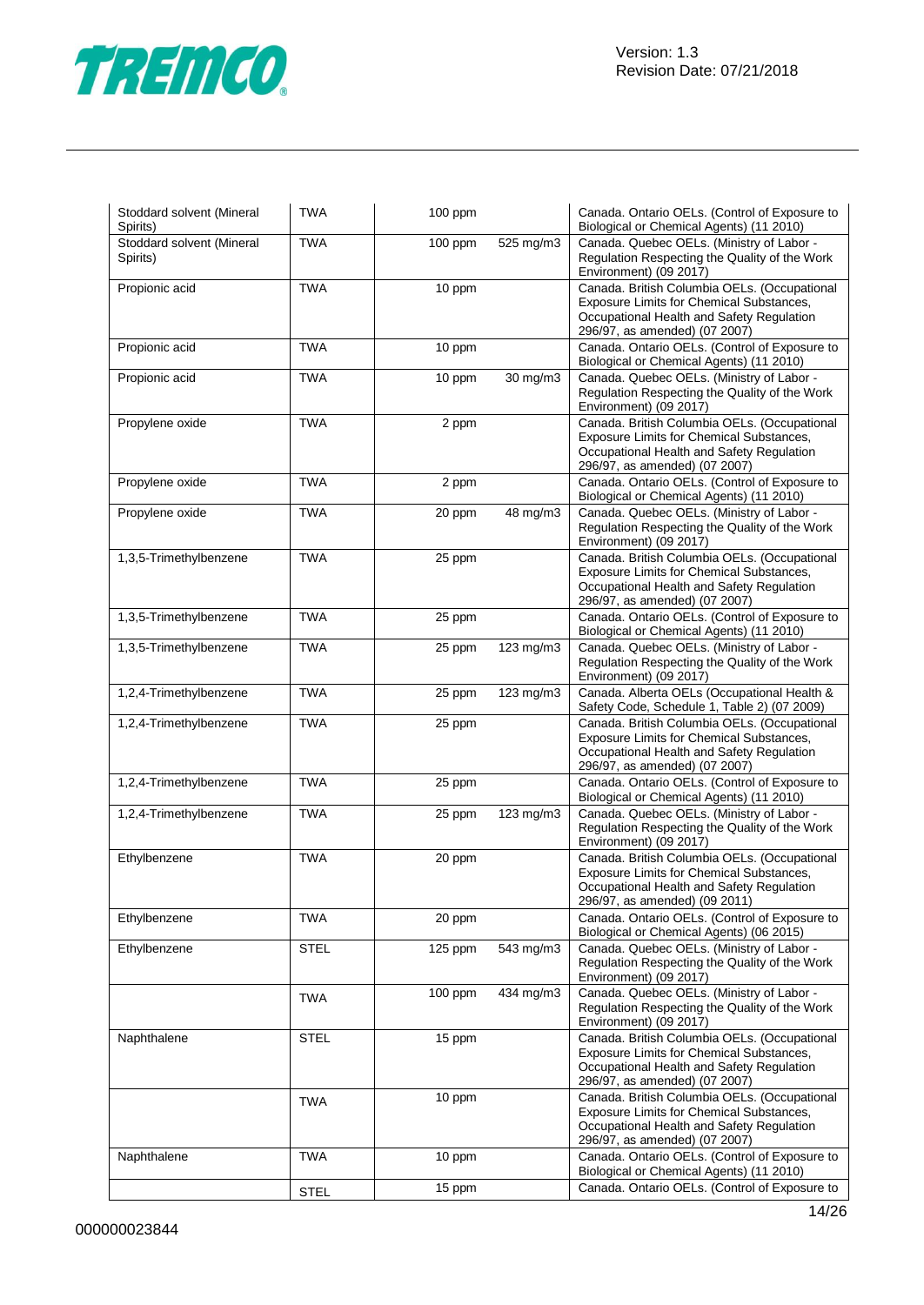| | | | | |
|---|---|---|---|---|
| Stoddard solvent (Mineral Spirits) | TWA | 100 ppm | | Canada. Ontario OELs. (Control of Exposure to Biological or Chemical Agents) (11 2010) |
| Stoddard solvent (Mineral Spirits) | TWA | 100 ppm | 525 mg/m3 | Canada. Quebec OELs. (Ministry of Labor - Regulation Respecting the Quality of the Work Environment) (09 2017) |
| Propionic acid | TWA | 10 ppm | | Canada. British Columbia OELs. (Occupational Exposure Limits for Chemical Substances, Occupational Health and Safety Regulation 296/97, as amended) (07 2007) |
| Propionic acid | TWA | 10 ppm | | Canada. Ontario OELs. (Control of Exposure to Biological or Chemical Agents) (11 2010) |
| Propionic acid | TWA | 10 ppm | 30 mg/m3 | Canada. Quebec OELs. (Ministry of Labor - Regulation Respecting the Quality of the Work Environment) (09 2017) |
| Propylene oxide | TWA | 2 ppm | | Canada. British Columbia OELs. (Occupational Exposure Limits for Chemical Substances, Occupational Health and Safety Regulation 296/97, as amended) (07 2007) |
| Propylene oxide | TWA | 2 ppm | | Canada. Ontario OELs. (Control of Exposure to Biological or Chemical Agents) (11 2010) |
| Propylene oxide | TWA | 20 ppm | 48 mg/m3 | Canada. Quebec OELs. (Ministry of Labor - Regulation Respecting the Quality of the Work Environment) (09 2017) |
| 1,3,5-Trimethylbenzene | TWA | 25 ppm | | Canada. British Columbia OELs. (Occupational Exposure Limits for Chemical Substances, Occupational Health and Safety Regulation 296/97, as amended) (07 2007) |
| 1,3,5-Trimethylbenzene | TWA | 25 ppm | | Canada. Ontario OELs. (Control of Exposure to Biological or Chemical Agents) (11 2010) |
| 1,3,5-Trimethylbenzene | TWA | 25 ppm | 123 mg/m3 | Canada. Quebec OELs. (Ministry of Labor - Regulation Respecting the Quality of the Work Environment) (09 2017) |
| 1,2,4-Trimethylbenzene | TWA | 25 ppm | 123 mg/m3 | Canada. Alberta OELs (Occupational Health & Safety Code, Schedule 1, Table 2) (07 2009) |
| 1,2,4-Trimethylbenzene | TWA | 25 ppm | | Canada. British Columbia OELs. (Occupational Exposure Limits for Chemical Substances, Occupational Health and Safety Regulation 296/97, as amended) (07 2007) |
| 1,2,4-Trimethylbenzene | TWA | 25 ppm | | Canada. Ontario OELs. (Control of Exposure to Biological or Chemical Agents) (11 2010) |
| 1,2,4-Trimethylbenzene | TWA | 25 ppm | 123 mg/m3 | Canada. Quebec OELs. (Ministry of Labor - Regulation Respecting the Quality of the Work Environment) (09 2017) |
| Ethylbenzene | TWA | 20 ppm | | Canada. British Columbia OELs. (Occupational Exposure Limits for Chemical Substances, Occupational Health and Safety Regulation 296/97, as amended) (09 2011) |
| Ethylbenzene | TWA | 20 ppm | | Canada. Ontario OELs. (Control of Exposure to Biological or Chemical Agents) (06 2015) |
| Ethylbenzene | STEL | 125 ppm | 543 mg/m3 | Canada. Quebec OELs. (Ministry of Labor - Regulation Respecting the Quality of the Work Environment) (09 2017) |
| | TWA | 100 ppm | 434 mg/m3 | Canada. Quebec OELs. (Ministry of Labor - Regulation Respecting the Quality of the Work Environment) (09 2017) |
| Naphthalene | STEL | 15 ppm | | Canada. British Columbia OELs. (Occupational Exposure Limits for Chemical Substances, Occupational Health and Safety Regulation 296/97, as amended) (07 2007) |
| | TWA | 10 ppm | | Canada. British Columbia OELs. (Occupational Exposure Limits for Chemical Substances, Occupational Health and Safety Regulation 296/97, as amended) (07 2007) |
| Naphthalene | TWA | 10 ppm | | Canada. Ontario OELs. (Control of Exposure to Biological or Chemical Agents) (11 2010) |
| | STEL | 15 ppm | | Canada. Ontario OELs. (Control of Exposure to |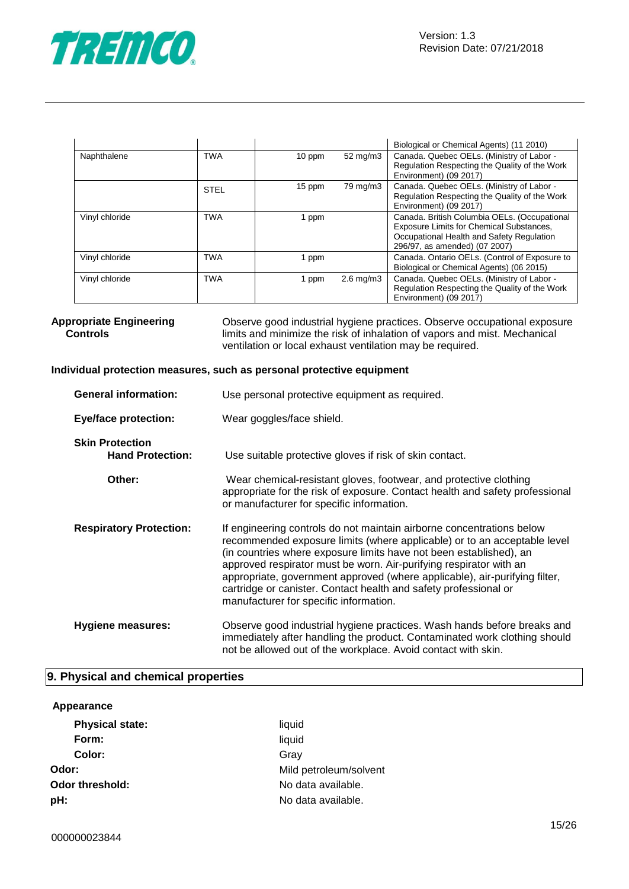| | | | | |
|---|---|---|---|---|
| | | | | Biological or Chemical Agents) (11 2010) |
| Naphthalene | TWA | 10 ppm | 52 mg/m3 | Canada. Quebec OELs. (Ministry of Labor - Regulation Respecting the Quality of the Work Environment) (09 2017) |
| | STEL | 15 ppm | 79 mg/m3 | Canada. Quebec OELs. (Ministry of Labor - Regulation Respecting the Quality of the Work Environment) (09 2017) |
| Vinyl chloride | TWA | 1 ppm | | Canada. British Columbia OELs. (Occupational Exposure Limits for Chemical Substances, Occupational Health and Safety Regulation 296/97, as amended) (07 2007) |
| Vinyl chloride | TWA | 1 ppm | | Canada. Ontario OELs. (Control of Exposure to Biological or Chemical Agents) (06 2015) |
| Vinyl chloride | TWA | 1 ppm | 2.6 mg/m3 | Canada. Quebec OELs. (Ministry of Labor - Regulation Respecting the Quality of the Work Environment) (09 2017) |

**Appropriate Engineering Controls**
Observe good industrial hygiene practices. Observe occupational exposure limits and minimize the risk of inhalation of vapors and mist. Mechanical ventilation or local exhaust ventilation may be required.

**Individual protection measures, such as personal protective equipment**

**General information:** Use personal protective equipment as required.

**Eye/face protection:** Wear goggles/face shield.

**Skin Protection**

**Hand Protection:** Use suitable protective gloves if risk of skin contact.

**Other:** Wear chemical-resistant gloves, footwear, and protective clothing appropriate for the risk of exposure. Contact health and safety professional or manufacturer for specific information.

**Respiratory Protection:** If engineering controls do not maintain airborne concentrations below recommended exposure limits (where applicable) or to an acceptable level (in countries where exposure limits have not been established), an approved respirator must be worn. Air-purifying respirator with an appropriate, government approved (where applicable), air-purifying filter, cartridge or canister. Contact health and safety professional or manufacturer for specific information.

**Hygiene measures:** Observe good industrial hygiene practices. Wash hands before breaks and immediately after handling the product. Contaminated work clothing should not be allowed out of the workplace. Avoid contact with skin.

## 9. Physical and chemical properties

**Appearance**

**Physical state:** liquid
**Form:** liquid
**Color:** Gray
**Odor:** Mild petroleum/solvent
**Odor threshold:** No data available.
**pH:** No data available.

000000023844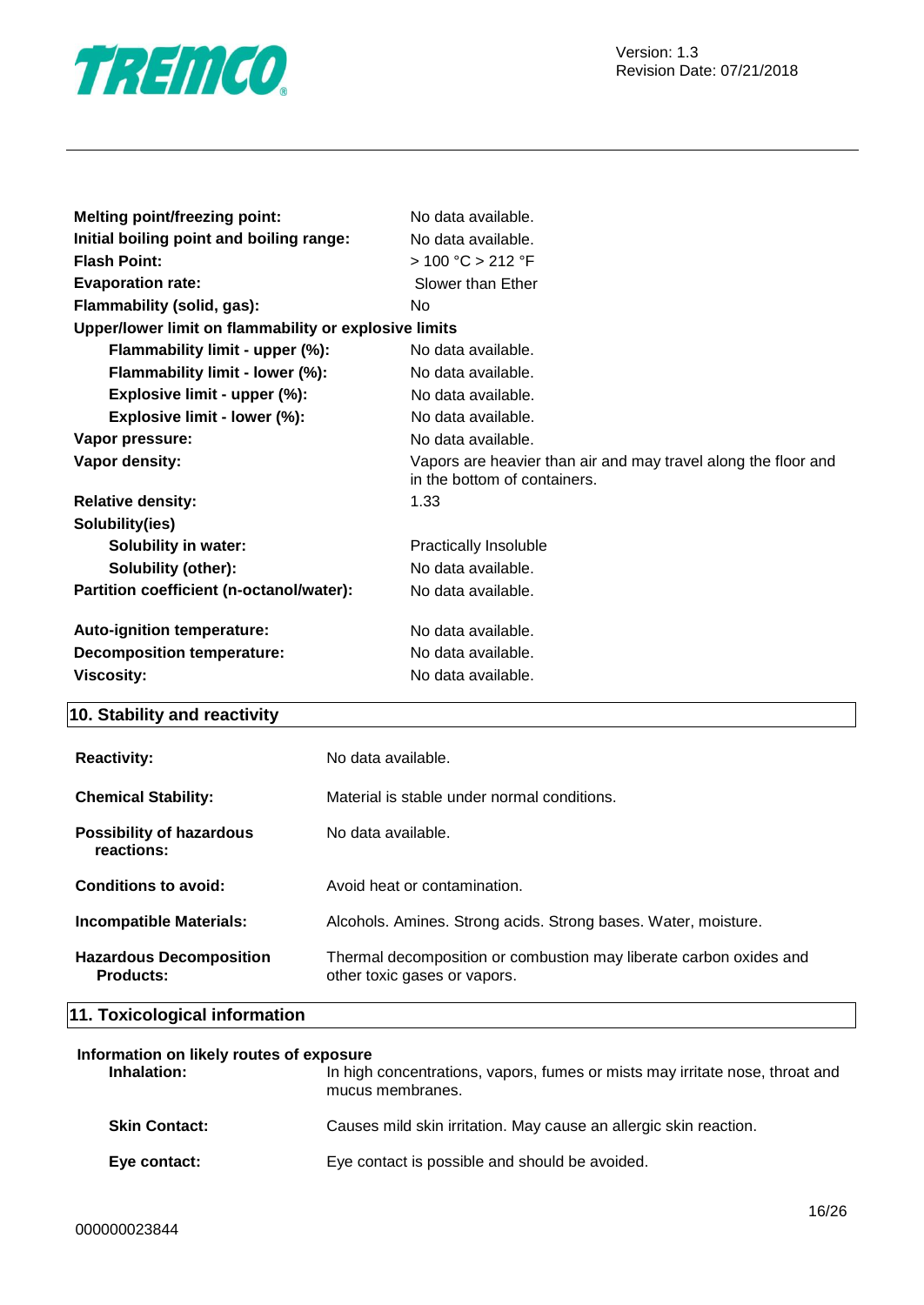| | |
|---|---|
| **Melting point/freezing point:** | No data available. |
| **Initial boiling point and boiling range:** | No data available. |
| **Flash Point:** | > 100 °C > 212 °F |
| **Evaporation rate:** | Slower than Ether |
| **Flammability (solid, gas):** | No |
| **Upper/lower limit on flammability or explosive limits** | |
| **Flammability limit - upper (%):** | No data available. |
| **Flammability limit - lower (%):** | No data available. |
| **Explosive limit - upper (%):** | No data available. |
| **Explosive limit - lower (%):** | No data available. |
| **Vapor pressure:** | No data available. |
| **Vapor density:** | Vapors are heavier than air and may travel along the floor and in the bottom of containers. |
| **Relative density:** | 1.33 |
| **Solubility(ies)** | |
| **Solubility in water:** | Practically Insoluble |
| **Solubility (other):** | No data available. |
| **Partition coefficient (n-octanol/water):** | No data available. |
| **Auto-ignition temperature:** | No data available. |
| **Decomposition temperature:** | No data available. |
| **Viscosity:** | No data available. |

## 10. Stability and reactivity

| | |
|---|---|
| **Reactivity:** | No data available. |
| **Chemical Stability:** | Material is stable under normal conditions. |
| **Possibility of hazardous reactions:** | No data available. |
| **Conditions to avoid:** | Avoid heat or contamination. |
| **Incompatible Materials:** | Alcohols. Amines. Strong acids. Strong bases. Water, moisture. |
| **Hazardous Decomposition Products:** | Thermal decomposition or combustion may liberate carbon oxides and other toxic gases or vapors. |

## 11. Toxicological information

**Information on likely routes of exposure**

| | |
|---|---|
| **Inhalation:** | In high concentrations, vapors, fumes or mists may irritate nose, throat and mucus membranes. |
| **Skin Contact:** | Causes mild skin irritation. May cause an allergic skin reaction. |
| **Eye contact:** | Eye contact is possible and should be avoided. |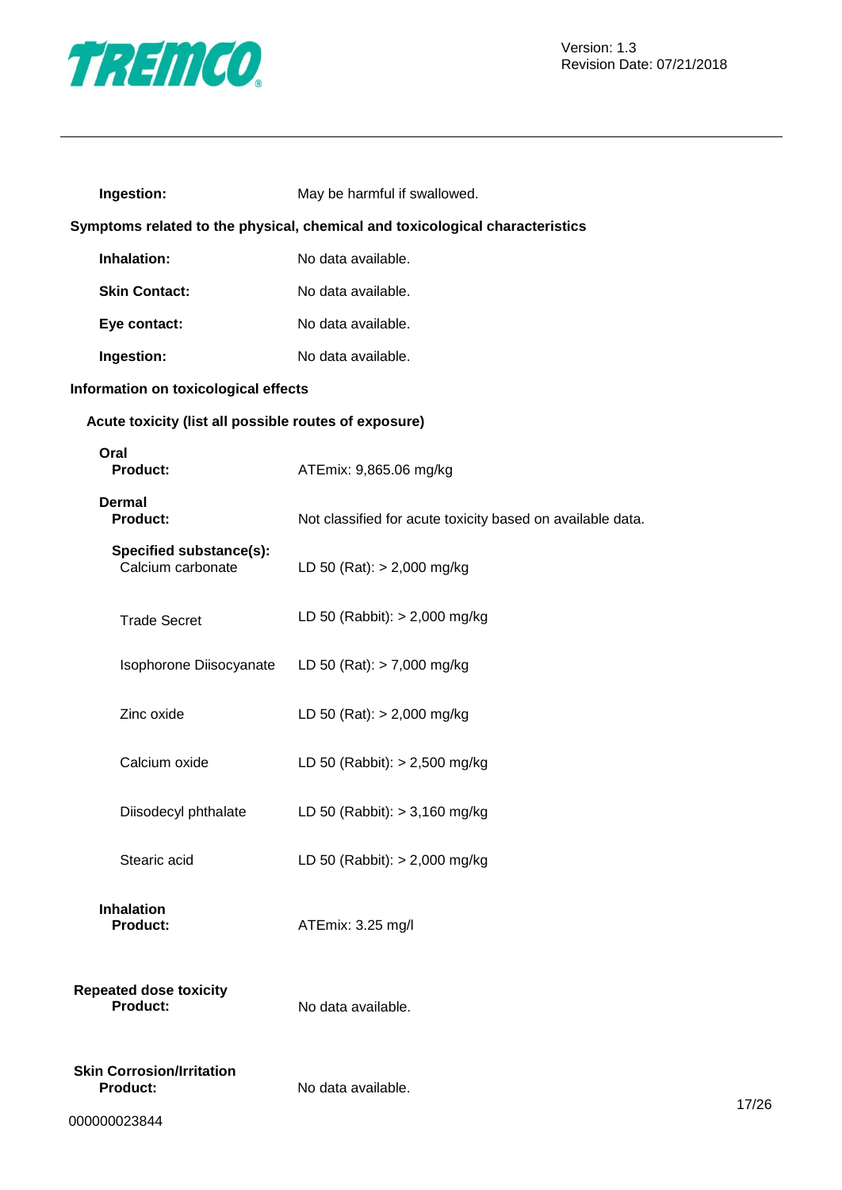**Ingestion:** May be harmful if swallowed.

**Symptoms related to the physical, chemical and toxicological characteristics**

**Inhalation:** No data available.

**Skin Contact:** No data available.

**Eye contact:** No data available.

**Ingestion:** No data available.

**Information on toxicological effects**

**Acute toxicity (list all possible routes of exposure)**

**Oral**
**Product:** ATEmix: 9,865.06 mg/kg

**Dermal**
**Product:** Not classified for acute toxicity based on available data.

**Specified substance(s):**

| | |
|---|---|
| Calcium carbonate | LD 50 (Rat): > 2,000 mg/kg |
| Trade Secret | LD 50 (Rabbit): > 2,000 mg/kg |
| Isophorone Diisocyanate | LD 50 (Rat): > 7,000 mg/kg |
| Zinc oxide | LD 50 (Rat): > 2,000 mg/kg |
| Calcium oxide | LD 50 (Rabbit): > 2,500 mg/kg |
| Diisodecyl phthalate | LD 50 (Rabbit): > 3,160 mg/kg |
| Stearic acid | LD 50 (Rabbit): > 2,000 mg/kg |

**Inhalation**
**Product:** ATEmix: 3.25 mg/l

**Repeated dose toxicity**
**Product:** No data available.

**Skin Corrosion/Irritation**
**Product:** No data available.

000000023844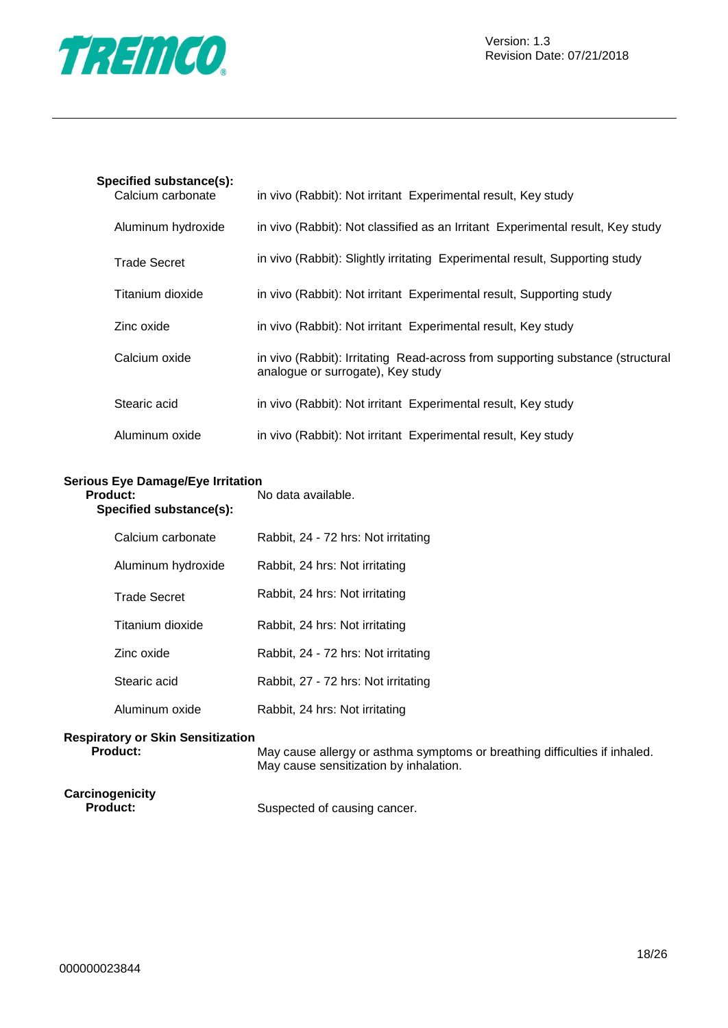**Specified substance(s):**

| Substance | Result |
|---|---|
| Calcium carbonate | in vivo (Rabbit): Not irritant Experimental result, Key study |
| Aluminum hydroxide | in vivo (Rabbit): Not classified as an Irritant Experimental result, Key study |
| Trade Secret | in vivo (Rabbit): Slightly irritating Experimental result, Supporting study |
| Titanium dioxide | in vivo (Rabbit): Not irritant Experimental result, Supporting study |
| Zinc oxide | in vivo (Rabbit): Not irritant Experimental result, Key study |
| Calcium oxide | in vivo (Rabbit): Irritating Read-across from supporting substance (structural analogue or surrogate), Key study |
| Stearic acid | in vivo (Rabbit): Not irritant Experimental result, Key study |
| Aluminum oxide | in vivo (Rabbit): Not irritant Experimental result, Key study |

**Serious Eye Damage/Eye Irritation**

**Product:** No data available.

**Specified substance(s):**

| Substance | Result |
|---|---|
| Calcium carbonate | Rabbit, 24 - 72 hrs: Not irritating |
| Aluminum hydroxide | Rabbit, 24 hrs: Not irritating |
| Trade Secret | Rabbit, 24 hrs: Not irritating |
| Titanium dioxide | Rabbit, 24 hrs: Not irritating |
| Zinc oxide | Rabbit, 24 - 72 hrs: Not irritating |
| Stearic acid | Rabbit, 27 - 72 hrs: Not irritating |
| Aluminum oxide | Rabbit, 24 hrs: Not irritating |

**Respiratory or Skin Sensitization**

**Product:** May cause allergy or asthma symptoms or breathing difficulties if inhaled. May cause sensitization by inhalation.

**Carcinogenicity**

**Product:** Suspected of causing cancer.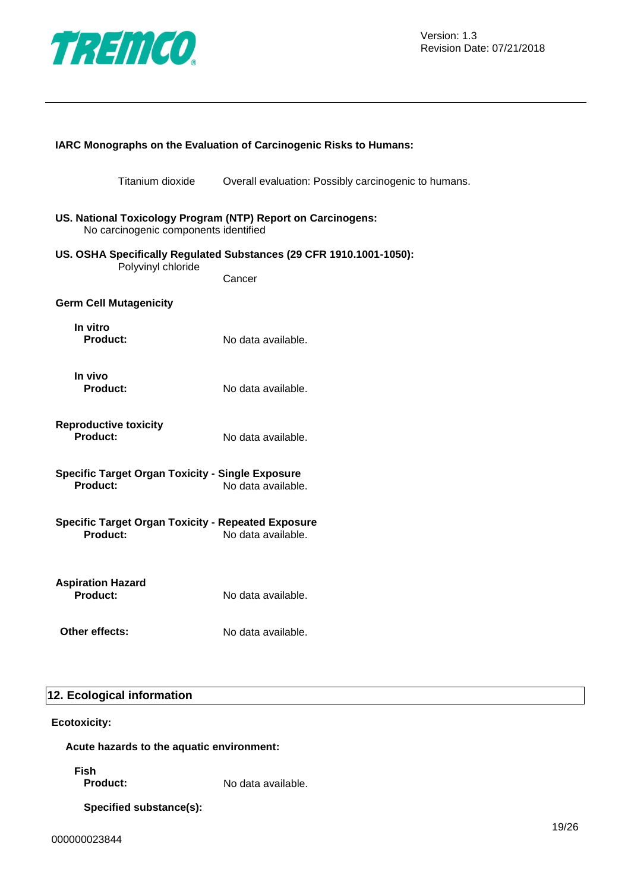**IARC Monographs on the Evaluation of Carcinogenic Risks to Humans:**

| | |
|---|---|
| Titanium dioxide | Overall evaluation: Possibly carcinogenic to humans. |

**US. National Toxicology Program (NTP) Report on Carcinogens:**
No carcinogenic components identified

**US. OSHA Specifically Regulated Substances (29 CFR 1910.1001-1050):**

| | |
|---|---|
| Polyvinyl chloride | Cancer |

**Germ Cell Mutagenicity**

**In vitro**

**Product:** No data available.

**In vivo**

**Product:** No data available.

**Reproductive toxicity**

**Product:** No data available.

**Specific Target Organ Toxicity - Single Exposure**

**Product:** No data available.

**Specific Target Organ Toxicity - Repeated Exposure**

**Product:** No data available.

**Aspiration Hazard**

**Product:** No data available.

**Other effects:** No data available.

## 12. Ecological information

**Ecotoxicity:**

**Acute hazards to the aquatic environment:**

**Fish**

**Product:** No data available.

**Specified substance(s):**

000000023844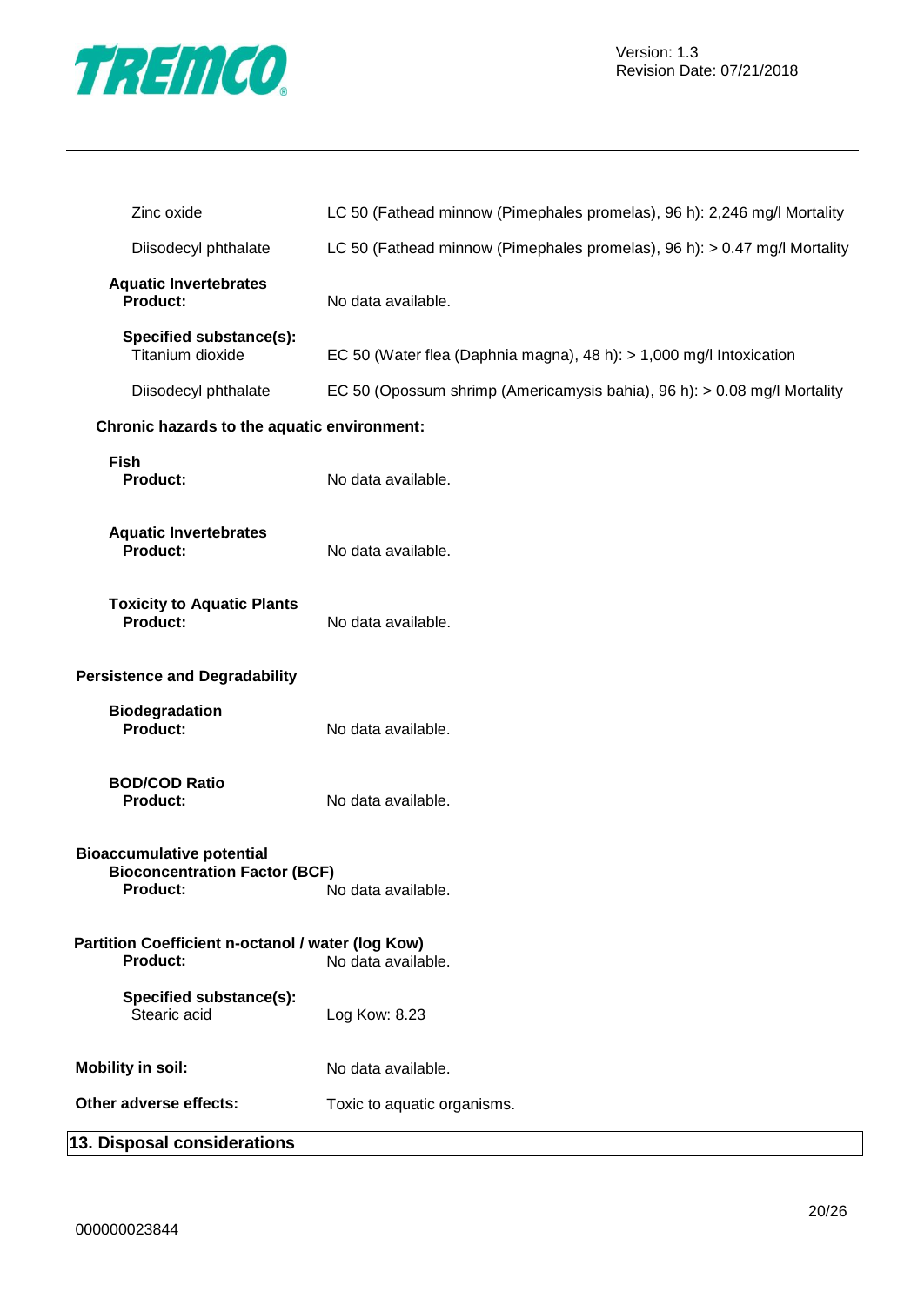| | |
|---|---|
| Zinc oxide | LC 50 (Fathead minnow (Pimephales promelas), 96 h): 2,246 mg/l Mortality |
| Diisodecyl phthalate | LC 50 (Fathead minnow (Pimephales promelas), 96 h): > 0.47 mg/l Mortality |

**Aquatic Invertebrates**
**Product:** No data available.

**Specified substance(s):**

| | |
|---|---|
| Titanium dioxide | EC 50 (Water flea (Daphnia magna), 48 h): > 1,000 mg/l Intoxication |
| Diisodecyl phthalate | EC 50 (Opossum shrimp (Americamysis bahia), 96 h): > 0.08 mg/l Mortality |

**Chronic hazards to the aquatic environment:**

**Fish**
**Product:** No data available.

**Aquatic Invertebrates**
**Product:** No data available.

**Toxicity to Aquatic Plants**
**Product:** No data available.

**Persistence and Degradability**

**Biodegradation**
**Product:** No data available.

**BOD/COD Ratio**
**Product:** No data available.

**Bioaccumulative potential**
**Bioconcentration Factor (BCF)**
**Product:** No data available.

**Partition Coefficient n-octanol / water (log Kow)**
**Product:** No data available.

**Specified substance(s):**
Stearic acid: Log Kow: 8.23

**Mobility in soil:** No data available.

**Other adverse effects:** Toxic to aquatic organisms.

## 13. Disposal considerations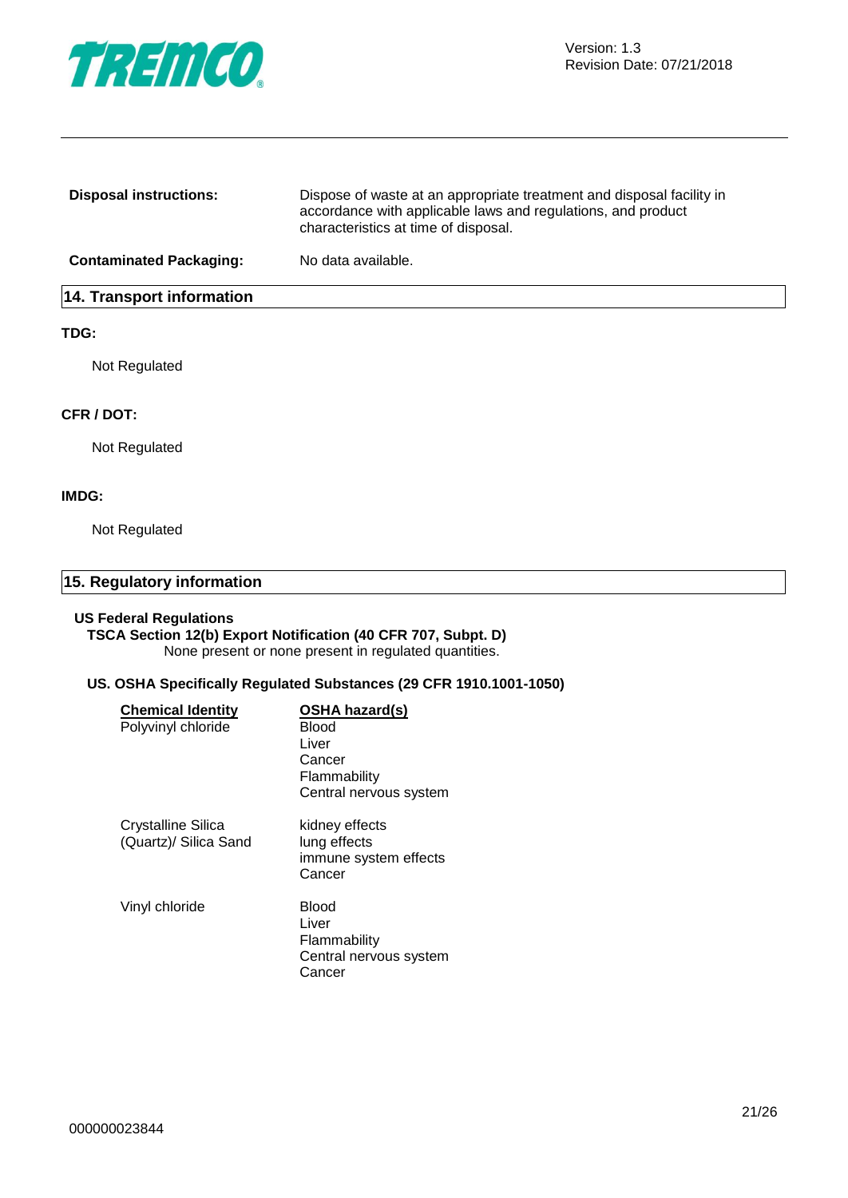**Disposal instructions:** Dispose of waste at an appropriate treatment and disposal facility in accordance with applicable laws and regulations, and product characteristics at time of disposal.

**Contaminated Packaging:** No data available.

## 14. Transport information

**TDG:**

Not Regulated

**CFR / DOT:**

Not Regulated

**IMDG:**

Not Regulated

## 15. Regulatory information

**US Federal Regulations**

**TSCA Section 12(b) Export Notification (40 CFR 707, Subpt. D)**

None present or none present in regulated quantities.

**US. OSHA Specifically Regulated Substances (29 CFR 1910.1001-1050)**

| Chemical Identity | OSHA hazard(s) |
| --- | --- |
| Polyvinyl chloride | Blood<br>Liver<br>Cancer<br>Flammability<br>Central nervous system |
| Crystalline Silica (Quartz)/ Silica Sand | kidney effects<br>lung effects<br>immune system effects<br>Cancer |
| Vinyl chloride | Blood<br>Liver<br>Flammability<br>Central nervous system<br>Cancer |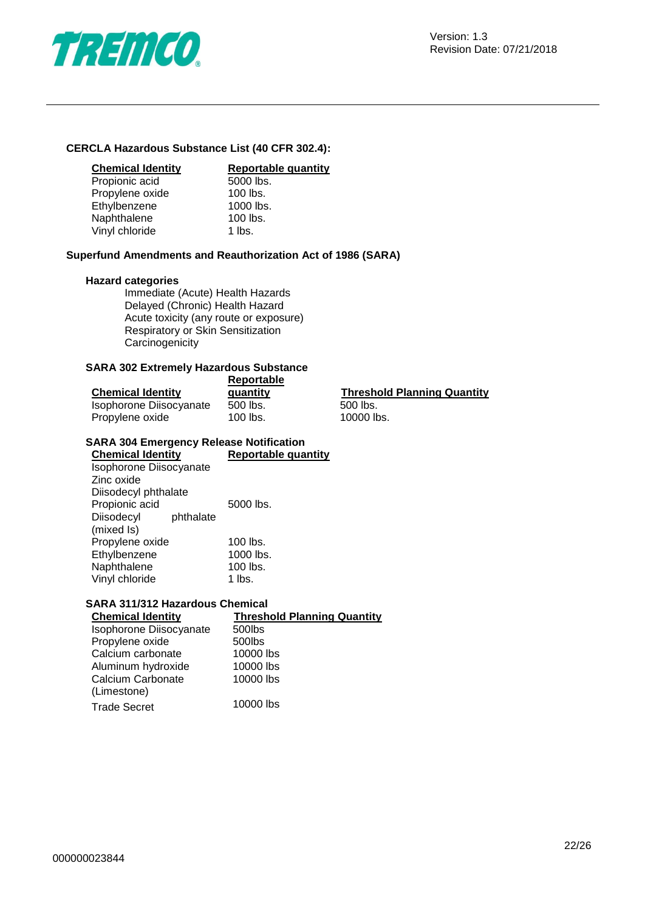**CERCLA Hazardous Substance List (40 CFR 302.4):**

| Chemical Identity | Reportable quantity |
|---|---|
| Propionic acid | 5000 lbs. |
| Propylene oxide | 100 lbs. |
| Ethylbenzene | 1000 lbs. |
| Naphthalene | 100 lbs. |
| Vinyl chloride | 1 lbs. |

**Superfund Amendments and Reauthorization Act of 1986 (SARA)**

**Hazard categories**

Immediate (Acute) Health Hazards
Delayed (Chronic) Health Hazard
Acute toxicity (any route or exposure)
Respiratory or Skin Sensitization
Carcinogenicity

**SARA 302 Extremely Hazardous Substance**

| Chemical Identity | Reportable quantity | Threshold Planning Quantity |
|---|---|---|
| Isophorone Diisocyanate | 500 lbs. | 500 lbs. |
| Propylene oxide | 100 lbs. | 10000 lbs. |

**SARA 304 Emergency Release Notification**

| Chemical Identity | Reportable quantity |
|---|---|
| Isophorone Diisocyanate | |
| Zinc oxide | |
| Diisodecyl phthalate | |
| Propionic acid | 5000 lbs. |
| Diisodecyl phthalate (mixed Is) | |
| Propylene oxide | 100 lbs. |
| Ethylbenzene | 1000 lbs. |
| Naphthalene | 100 lbs. |
| Vinyl chloride | 1 lbs. |

**SARA 311/312 Hazardous Chemical**

| Chemical Identity | Threshold Planning Quantity |
|---|---|
| Isophorone Diisocyanate | 500lbs |
| Propylene oxide | 500lbs |
| Calcium carbonate | 10000 lbs |
| Aluminum hydroxide | 10000 lbs |
| Calcium Carbonate (Limestone) | 10000 lbs |
| Trade Secret | 10000 lbs |

000000023844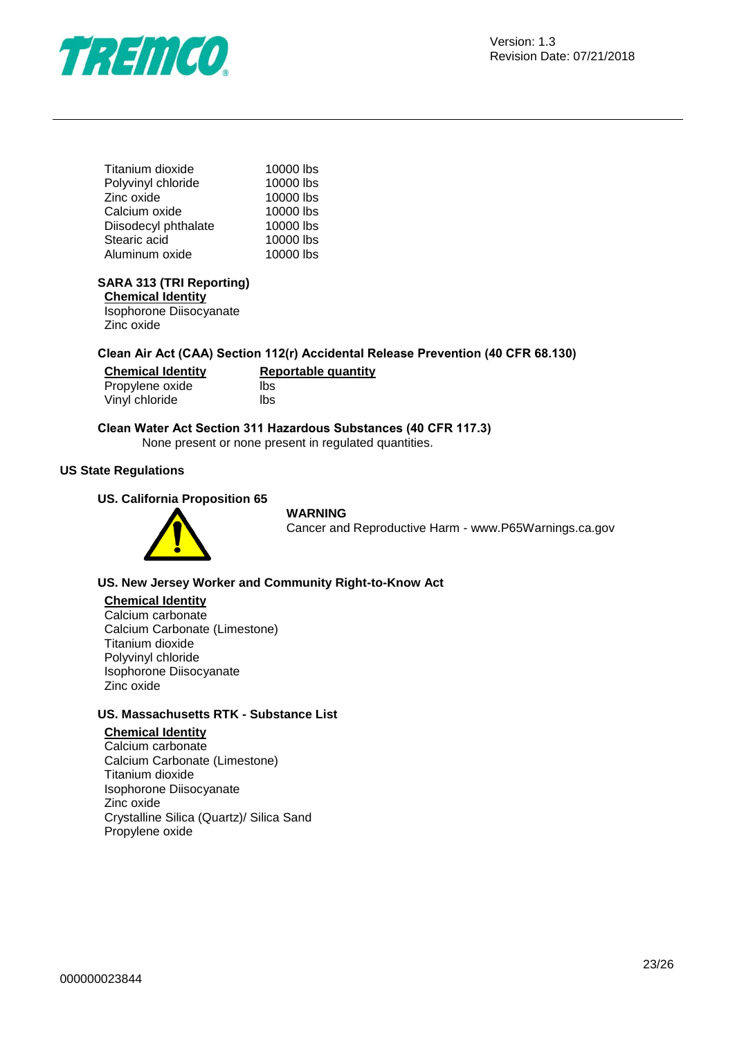| | |
|---|---|
| Titanium dioxide | 10000 lbs |
| Polyvinyl chloride | 10000 lbs |
| Zinc oxide | 10000 lbs |
| Calcium oxide | 10000 lbs |
| Diisodecyl phthalate | 10000 lbs |
| Stearic acid | 10000 lbs |
| Aluminum oxide | 10000 lbs |

**SARA 313 (TRI Reporting)**

| Chemical Identity |
|---|
| Isophorone Diisocyanate |
| Zinc oxide |

**Clean Air Act (CAA) Section 112(r) Accidental Release Prevention (40 CFR 68.130)**

| Chemical Identity | Reportable quantity |
|---|---|
| Propylene oxide | lbs |
| Vinyl chloride | lbs |

**Clean Water Act Section 311 Hazardous Substances (40 CFR 117.3)**

None present or none present in regulated quantities.

## US State Regulations

**US. California Proposition 65**

**WARNING**

Cancer and Reproductive Harm - www.P65Warnings.ca.gov

**US. New Jersey Worker and Community Right-to-Know Act**

| Chemical Identity |
|---|
| Calcium carbonate |
| Calcium Carbonate (Limestone) |
| Titanium dioxide |
| Polyvinyl chloride |
| Isophorone Diisocyanate |
| Zinc oxide |

**US. Massachusetts RTK - Substance List**

| Chemical Identity |
|---|
| Calcium carbonate |
| Calcium Carbonate (Limestone) |
| Titanium dioxide |
| Isophorone Diisocyanate |
| Zinc oxide |
| Crystalline Silica (Quartz)/ Silica Sand |
| Propylene oxide |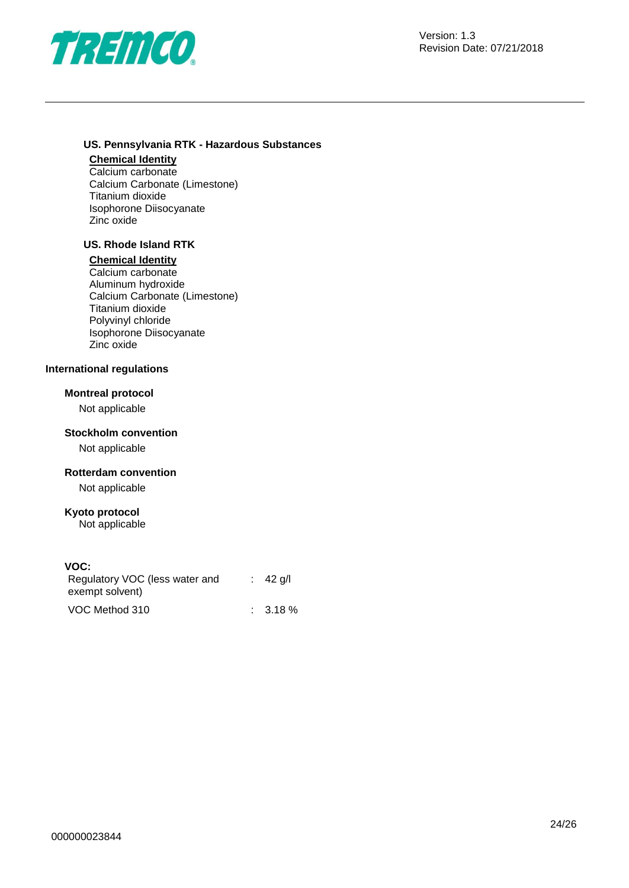### US. Pennsylvania RTK - Hazardous Substances

**Chemical Identity**

Calcium carbonate
Calcium Carbonate (Limestone)
Titanium dioxide
Isophorone Diisocyanate
Zinc oxide

### US. Rhode Island RTK

**Chemical Identity**

Calcium carbonate
Aluminum hydroxide
Calcium Carbonate (Limestone)
Titanium dioxide
Polyvinyl chloride
Isophorone Diisocyanate
Zinc oxide

## International regulations

### Montreal protocol

Not applicable

### Stockholm convention

Not applicable

### Rotterdam convention

Not applicable

### Kyoto protocol

Not applicable

### VOC:

| | | |
|---|---|---|
| Regulatory VOC (less water and exempt solvent) | : | 42 g/l |
| VOC Method 310 | : | 3.18 % |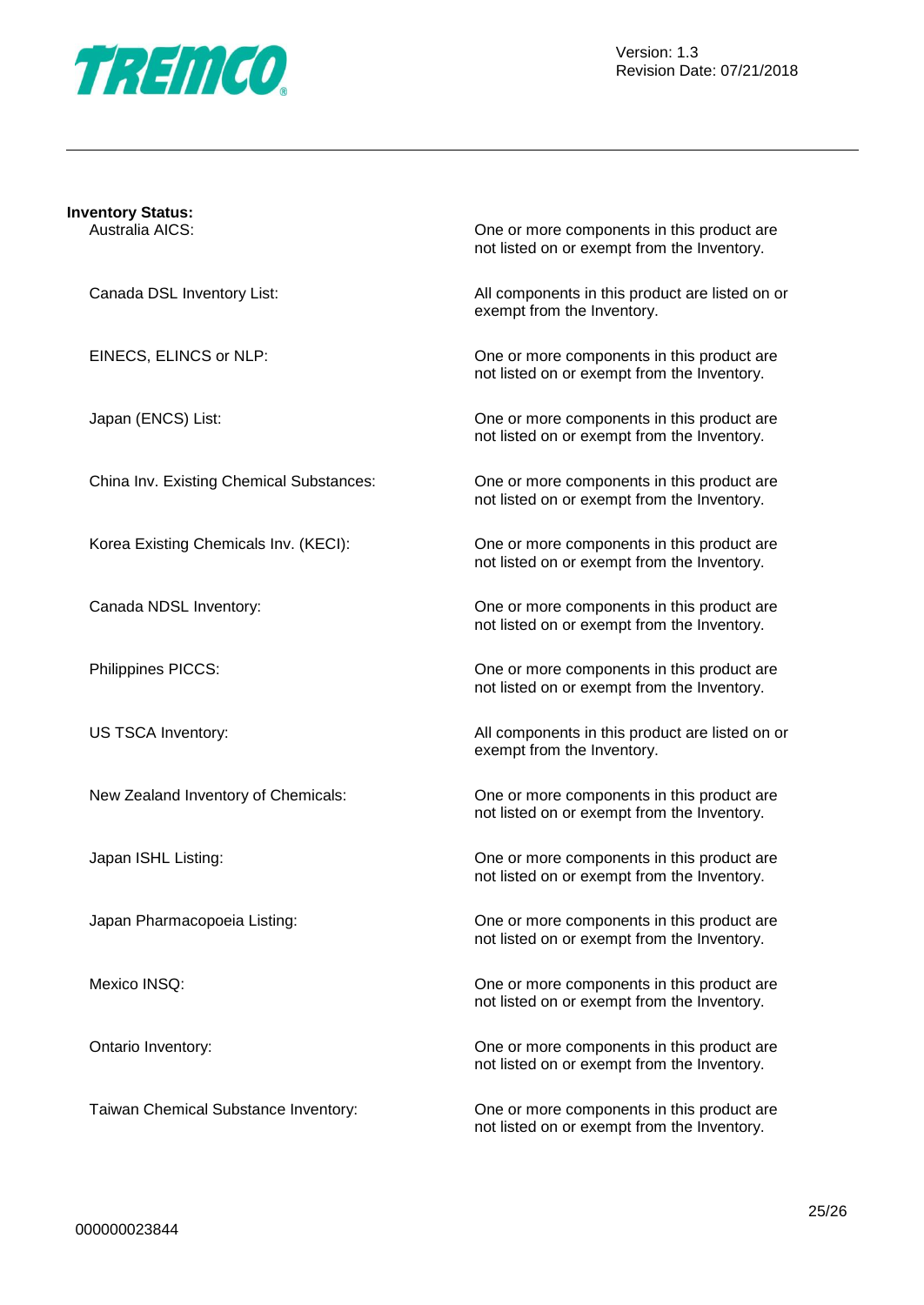**Inventory Status:**

| | |
|---|---|
| Australia AICS: | One or more components in this product are not listed on or exempt from the Inventory. |
| Canada DSL Inventory List: | All components in this product are listed on or exempt from the Inventory. |
| EINECS, ELINCS or NLP: | One or more components in this product are not listed on or exempt from the Inventory. |
| Japan (ENCS) List: | One or more components in this product are not listed on or exempt from the Inventory. |
| China Inv. Existing Chemical Substances: | One or more components in this product are not listed on or exempt from the Inventory. |
| Korea Existing Chemicals Inv. (KECI): | One or more components in this product are not listed on or exempt from the Inventory. |
| Canada NDSL Inventory: | One or more components in this product are not listed on or exempt from the Inventory. |
| Philippines PICCS: | One or more components in this product are not listed on or exempt from the Inventory. |
| US TSCA Inventory: | All components in this product are listed on or exempt from the Inventory. |
| New Zealand Inventory of Chemicals: | One or more components in this product are not listed on or exempt from the Inventory. |
| Japan ISHL Listing: | One or more components in this product are not listed on or exempt from the Inventory. |
| Japan Pharmacopoeia Listing: | One or more components in this product are not listed on or exempt from the Inventory. |
| Mexico INSQ: | One or more components in this product are not listed on or exempt from the Inventory. |
| Ontario Inventory: | One or more components in this product are not listed on or exempt from the Inventory. |
| Taiwan Chemical Substance Inventory: | One or more components in this product are not listed on or exempt from the Inventory. |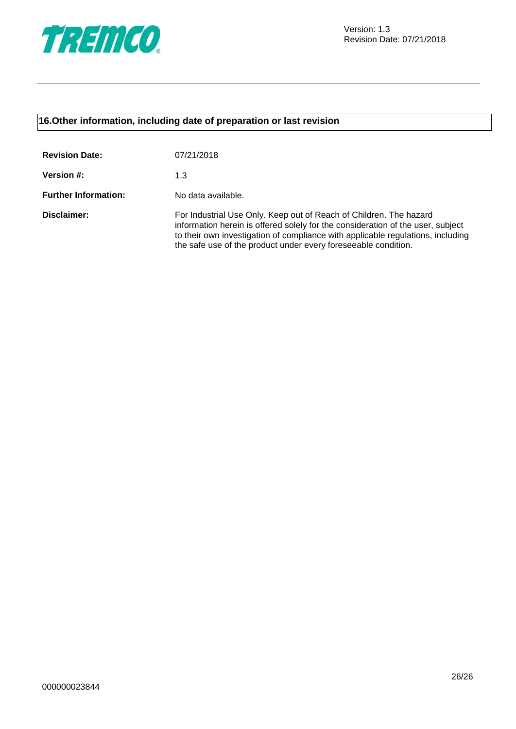## 16.Other information, including date of preparation or last revision

| | |
|---|---|
| **Revision Date:** | 07/21/2018 |
| **Version #:** | 1.3 |
| **Further Information:** | No data available. |
| **Disclaimer:** | For Industrial Use Only. Keep out of Reach of Children. The hazard information herein is offered solely for the consideration of the user, subject to their own investigation of compliance with applicable regulations, including the safe use of the product under every foreseeable condition. |